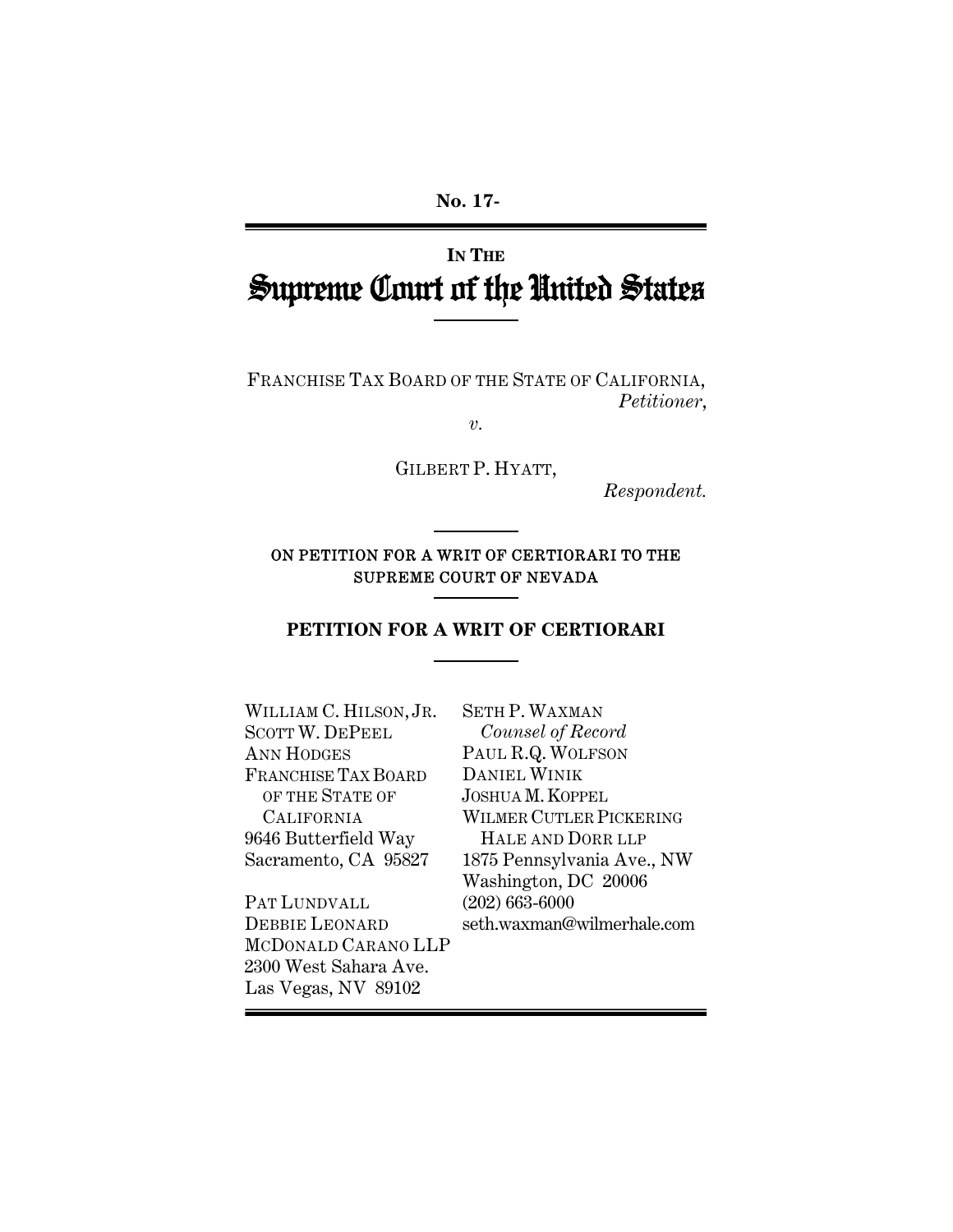**No. 17-**

IN THE

# Supreme Court of the United States

FRANCHISE TAX BOARD OF THE STATE OF CALIFORNIA,
*Petitioner*,

*v.*

GILBERT P. HYATT,
*Respondent.*

ON PETITION FOR A WRIT OF CERTIORARI TO THE SUPREME COURT OF NEVADA

## PETITION FOR A WRIT OF CERTIORARI

WILLIAM C. HILSON, JR.
SCOTT W. DEPEEL
ANN HODGES
FRANCHISE TAX BOARD
OF THE STATE OF
CALIFORNIA
9646 Butterfield Way
Sacramento, CA 95827

PAT LUNDVALL
DEBBIE LEONARD
MCDONALD CARANO LLP
2300 West Sahara Ave.
Las Vegas, NV 89102

SETH P. WAXMAN
*Counsel of Record*
PAUL R.Q. WOLFSON
DANIEL WINIK
JOSHUA M. KOPPEL
WILMER CUTLER PICKERING
HALE AND DORR LLP
1875 Pennsylvania Ave., NW
Washington, DC 20006
(202) 663-6000
seth.waxman@wilmerhale.com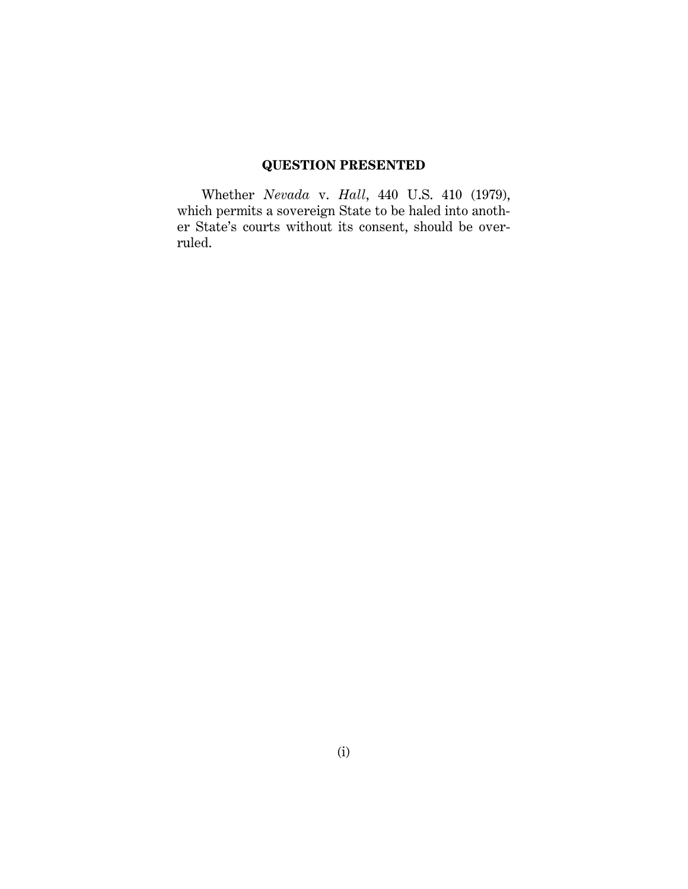## QUESTION PRESENTED

Whether *Nevada* v. *Hall*, 440 U.S. 410 (1979), which permits a sovereign State to be haled into another State's courts without its consent, should be overruled.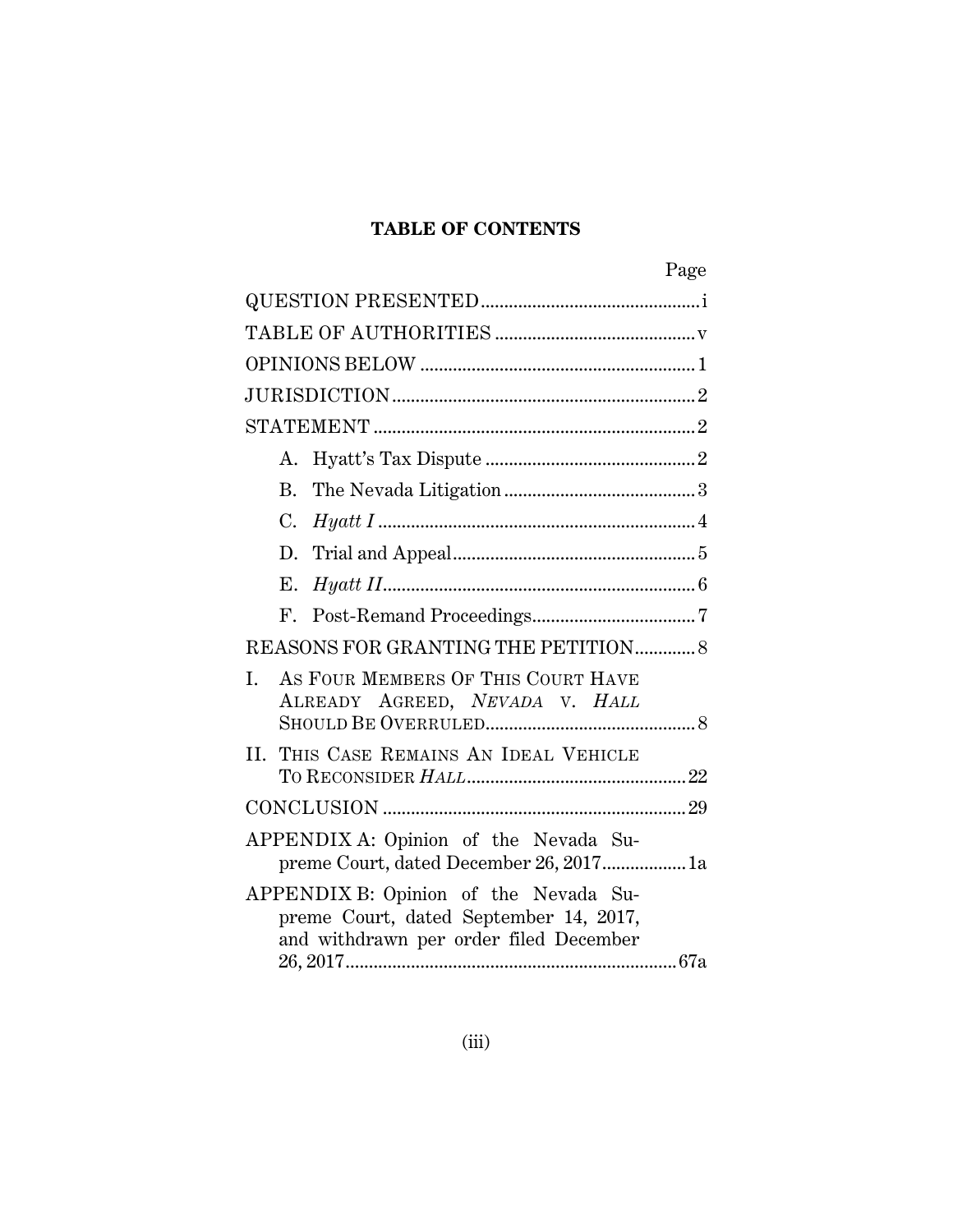## TABLE OF CONTENTS

| | Page |
|---|---|
| QUESTION PRESENTED | i |
| TABLE OF AUTHORITIES | v |
| OPINIONS BELOW | 1 |
| JURISDICTION | 2 |
| STATEMENT | 2 |
| A. Hyatt's Tax Dispute | 2 |
| B. The Nevada Litigation | 3 |
| C. *Hyatt I* | 4 |
| D. Trial and Appeal | 5 |
| E. *Hyatt II* | 6 |
| F. Post-Remand Proceedings | 7 |
| REASONS FOR GRANTING THE PETITION | 8 |
| I. AS FOUR MEMBERS OF THIS COURT HAVE ALREADY AGREED, *NEVADA* V. *HALL* SHOULD BE OVERRULED | 8 |
| II. THIS CASE REMAINS AN IDEAL VEHICLE TO RECONSIDER *HALL* | 22 |
| CONCLUSION | 29 |
| APPENDIX A: Opinion of the Nevada Supreme Court, dated December 26, 2017 | 1a |
| APPENDIX B: Opinion of the Nevada Supreme Court, dated September 14, 2017, and withdrawn per order filed December 26, 2017 | 67a |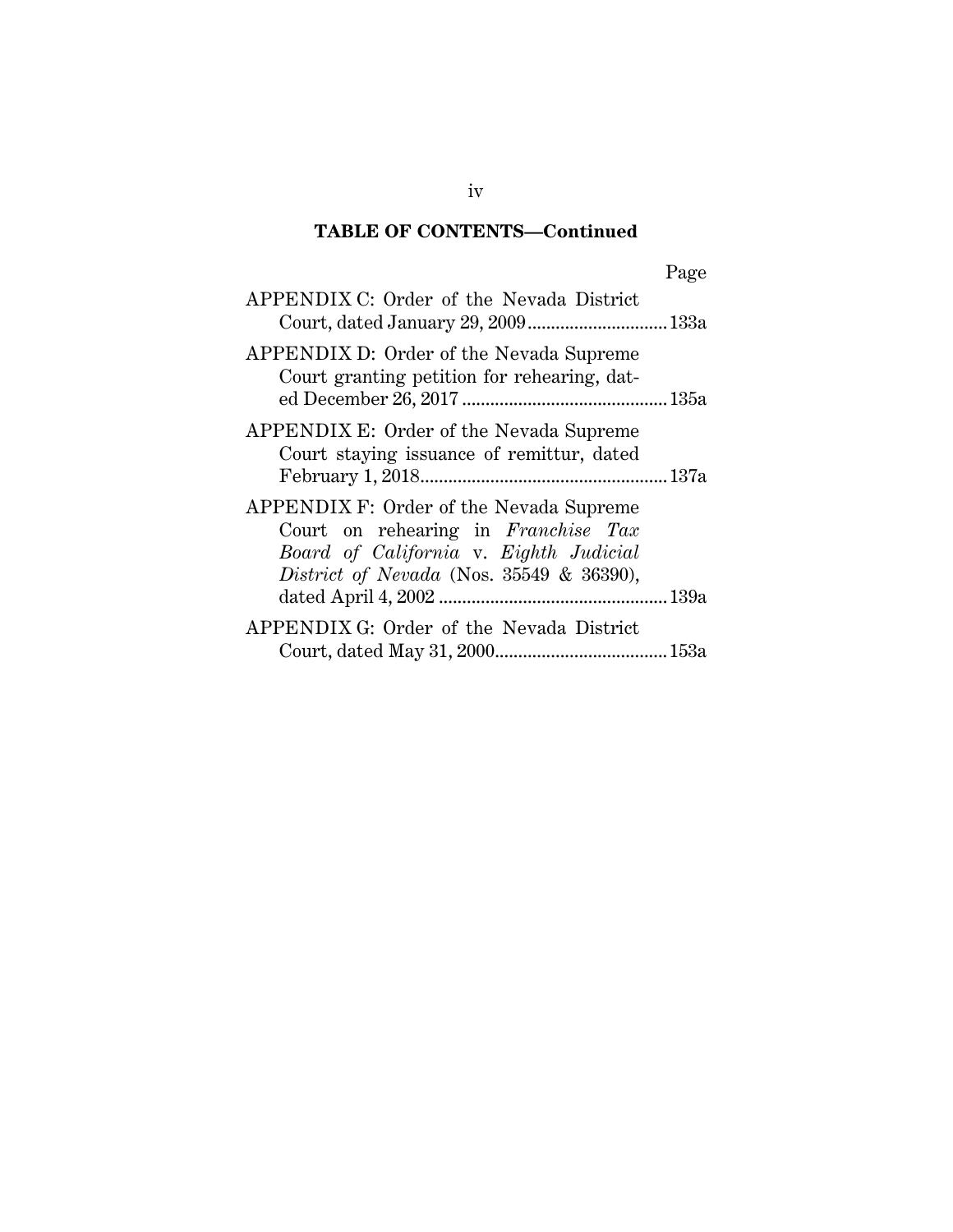**TABLE OF CONTENTS—Continued**

| | Page |
|---|---|
| APPENDIX C: Order of the Nevada District Court, dated January 29, 2009 | 133a |
| APPENDIX D: Order of the Nevada Supreme Court granting petition for rehearing, dated December 26, 2017 | 135a |
| APPENDIX E: Order of the Nevada Supreme Court staying issuance of remittur, dated February 1, 2018 | 137a |
| APPENDIX F: Order of the Nevada Supreme Court on rehearing in *Franchise Tax Board of California* v. *Eighth Judicial District of Nevada* (Nos. 35549 & 36390), dated April 4, 2002 | 139a |
| APPENDIX G: Order of the Nevada District Court, dated May 31, 2000 | 153a |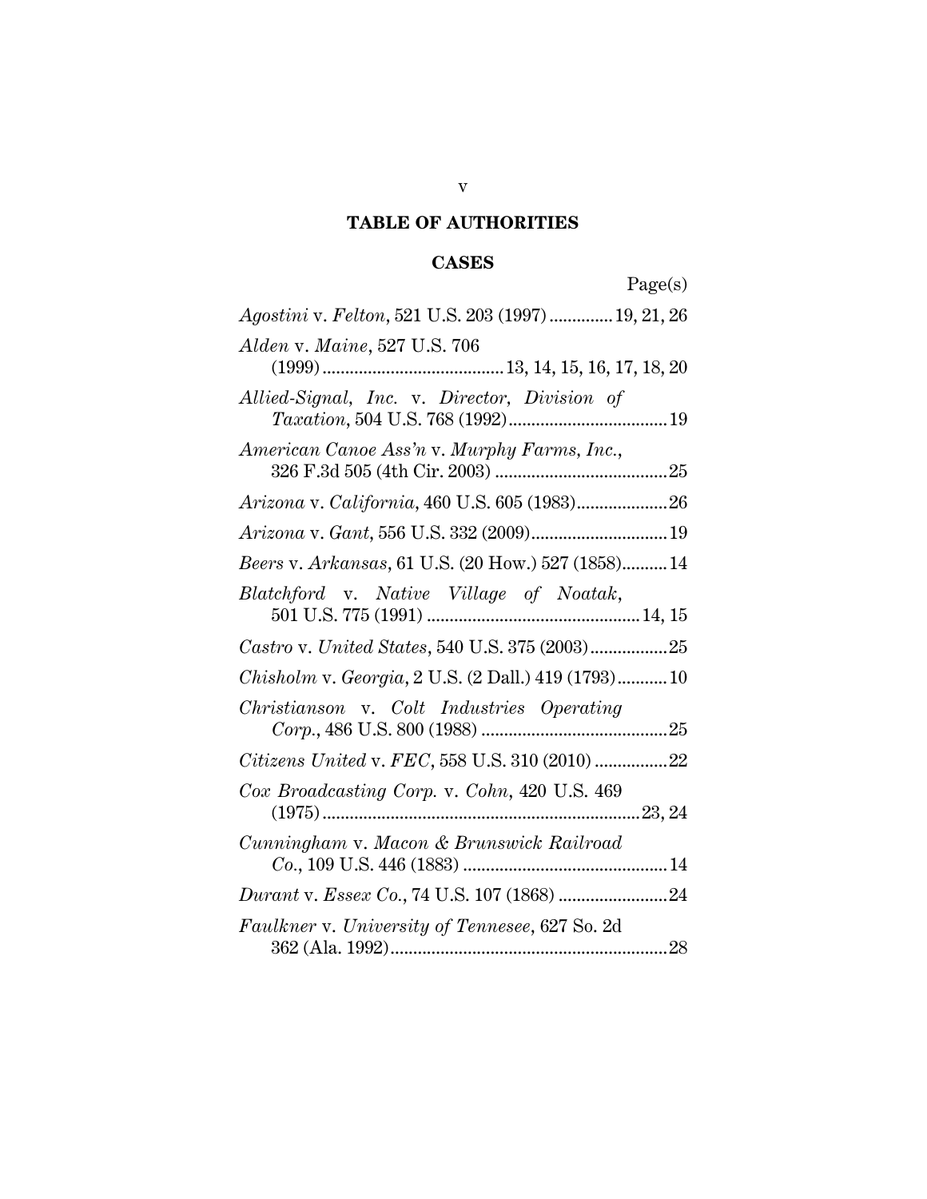# TABLE OF AUTHORITIES

## CASES

Page(s)

*Agostini* v. *Felton*, 521 U.S. 203 (1997) .............19, 21, 26

*Alden* v. *Maine*, 527 U.S. 706 (1999) .......................................13, 14, 15, 16, 17, 18, 20

*Allied-Signal, Inc.* v. *Director, Division of Taxation*, 504 U.S. 768 (1992)...................................19

*American Canoe Ass'n* v. *Murphy Farms, Inc.*, 326 F.3d 505 (4th Cir. 2003) .....................................25

*Arizona* v. *California*, 460 U.S. 605 (1983)....................26

*Arizona* v. *Gant*, 556 U.S. 332 (2009)..............................19

*Beers* v. *Arkansas*, 61 U.S. (20 How.) 527 (1858)..........14

*Blatchford* v. *Native Village of Noatak*, 501 U.S. 775 (1991) ...............................................14, 15

*Castro* v. *United States*, 540 U.S. 375 (2003).................25

*Chisholm* v. *Georgia*, 2 U.S. (2 Dall.) 419 (1793)...........10

*Christianson* v. *Colt Industries Operating Corp.*, 486 U.S. 800 (1988) .........................................25

*Citizens United* v. *FEC*, 558 U.S. 310 (2010) ................22

*Cox Broadcasting Corp.* v. *Cohn*, 420 U.S. 469 (1975)......................................................................23, 24

*Cunningham* v. *Macon & Brunswick Railroad Co.*, 109 U.S. 446 (1883) .............................................14

*Durant* v. *Essex Co.*, 74 U.S. 107 (1868) ........................24

*Faulkner* v. *University of Tennesee*, 627 So. 2d 362 (Ala. 1992).............................................................28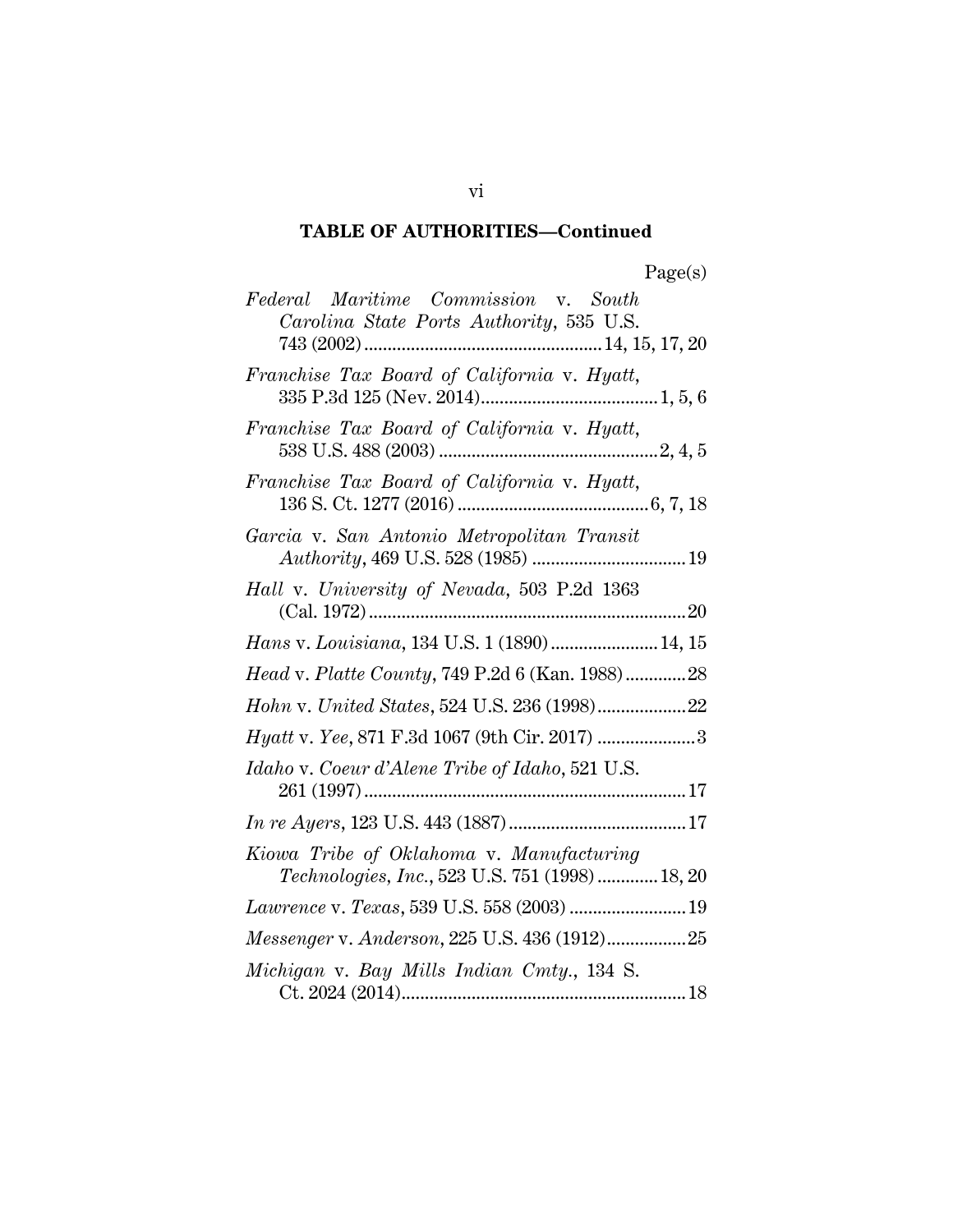**TABLE OF AUTHORITIES—Continued**

Page(s)

*Federal Maritime Commission* v. *South Carolina State Ports Authority*, 535 U.S. 743 (2002) .................................................. 14, 15, 17, 20

*Franchise Tax Board of California* v. *Hyatt*, 335 P.3d 125 (Nev. 2014) ...................................... 1, 5, 6

*Franchise Tax Board of California* v. *Hyatt*, 538 U.S. 488 (2003) ............................................... 2, 4, 5

*Franchise Tax Board of California* v. *Hyatt*, 136 S. Ct. 1277 (2016) ......................................... 6, 7, 18

*Garcia* v. *San Antonio Metropolitan Transit Authority*, 469 U.S. 528 (1985) ................................. 19

*Hall* v. *University of Nevada*, 503 P.2d 1363 (Cal. 1972) .................................................................... 20

*Hans* v. *Louisiana*, 134 U.S. 1 (1890) ....................... 14, 15

*Head* v. *Platte County*, 749 P.2d 6 (Kan. 1988) ............. 28

*Hohn* v. *United States*, 524 U.S. 236 (1998) ................... 22

*Hyatt* v. *Yee*, 871 F.3d 1067 (9th Cir. 2017) ..................... 3

*Idaho* v. *Coeur d'Alene Tribe of Idaho*, 521 U.S. 261 (1997) ..................................................................... 17

*In re Ayers*, 123 U.S. 443 (1887) ...................................... 17

*Kiowa Tribe of Oklahoma* v. *Manufacturing Technologies, Inc.*, 523 U.S. 751 (1998) ............. 18, 20

*Lawrence* v. *Texas*, 539 U.S. 558 (2003) ......................... 19

*Messenger* v. *Anderson*, 225 U.S. 436 (1912) ................. 25

*Michigan* v. *Bay Mills Indian Cmty.*, 134 S. Ct. 2024 (2014) ............................................................. 18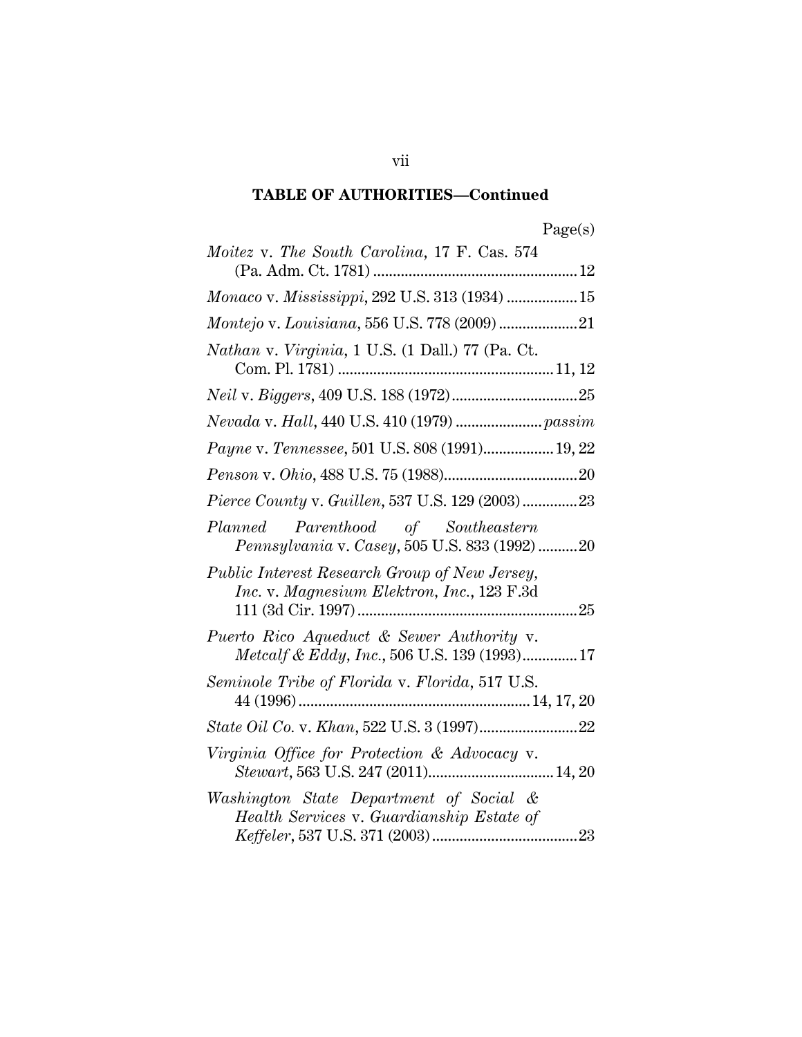**TABLE OF AUTHORITIES—Continued**

Page(s)

*Moitez* v. *The South Carolina*, 17 F. Cas. 574 (Pa. Adm. Ct. 1781) .................................................... 12

*Monaco* v. *Mississippi*, 292 U.S. 313 (1934) .................. 15

*Montejo* v. *Louisiana*, 556 U.S. 778 (2009) .................... 21

*Nathan* v. *Virginia*, 1 U.S. (1 Dall.) 77 (Pa. Ct. Com. Pl. 1781) ...................................................... 11, 12

*Neil* v. *Biggers*, 409 U.S. 188 (1972) ................................ 25

*Nevada* v. *Hall*, 440 U.S. 410 (1979) ...................... *passim*

*Payne* v. *Tennessee*, 501 U.S. 808 (1991) .................. 19, 22

*Penson* v. *Ohio*, 488 U.S. 75 (1988) .................................. 20

*Pierce County* v. *Guillen*, 537 U.S. 129 (2003) .............. 23

*Planned Parenthood of Southeastern Pennsylvania* v. *Casey*, 505 U.S. 833 (1992) .......... 20

*Public Interest Research Group of New Jersey, Inc.* v. *Magnesium Elektron, Inc.*, 123 F.3d 111 (3d Cir. 1997) ....................................................... 25

*Puerto Rico Aqueduct & Sewer Authority* v. *Metcalf & Eddy, Inc.*, 506 U.S. 139 (1993) .............. 17

*Seminole Tribe of Florida* v. *Florida*, 517 U.S. 44 (1996) .......................................................... 14, 17, 20

*State Oil Co.* v. *Khan*, 522 U.S. 3 (1997) ......................... 22

*Virginia Office for Protection & Advocacy* v. *Stewart*, 563 U.S. 247 (2011) ................................ 14, 20

*Washington State Department of Social & Health Services* v. *Guardianship Estate of Keffeler*, 537 U.S. 371 (2003) ..................................... 23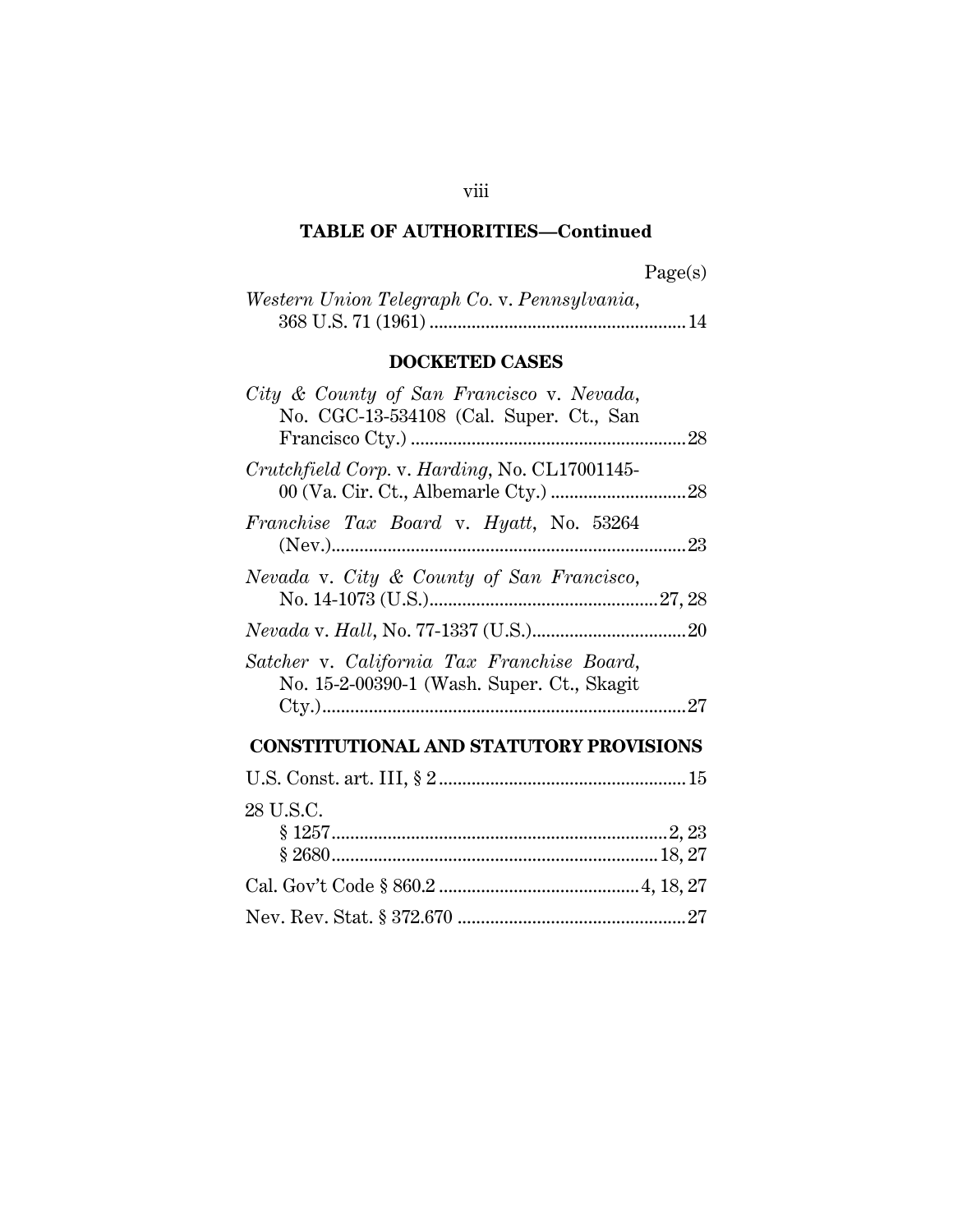## TABLE OF AUTHORITIES—Continued

Page(s)

*Western Union Telegraph Co.* v. *Pennsylvania*, 368 U.S. 71 (1961) ....................................................... 14

### DOCKETED CASES

*City & County of San Francisco* v. *Nevada*, No. CGC-13-534108 (Cal. Super. Ct., San Francisco Cty.) ........................................................... 28

*Crutchfield Corp.* v. *Harding*, No. CL17001145-00 (Va. Cir. Ct., Albemarle Cty.) ............................. 28

*Franchise Tax Board* v. *Hyatt*, No. 53264 (Nev.)............................................................................ 23

*Nevada* v. *City & County of San Francisco*, No. 14-1073 (U.S.)................................................. 27, 28

*Nevada* v. *Hall*, No. 77-1337 (U.S.)................................. 20

*Satcher* v. *California Tax Franchise Board*, No. 15-2-00390-1 (Wash. Super. Ct., Skagit Cty.).............................................................................. 27

### CONSTITUTIONAL AND STATUTORY PROVISIONS

U.S. Const. art. III, § 2..................................................... 15

28 U.S.C.
§ 1257........................................................................ 2, 23
§ 2680...................................................................... 18, 27

Cal. Gov't Code § 860.2 ........................................... 4, 18, 27

Nev. Rev. Stat. § 372.670 ................................................. 27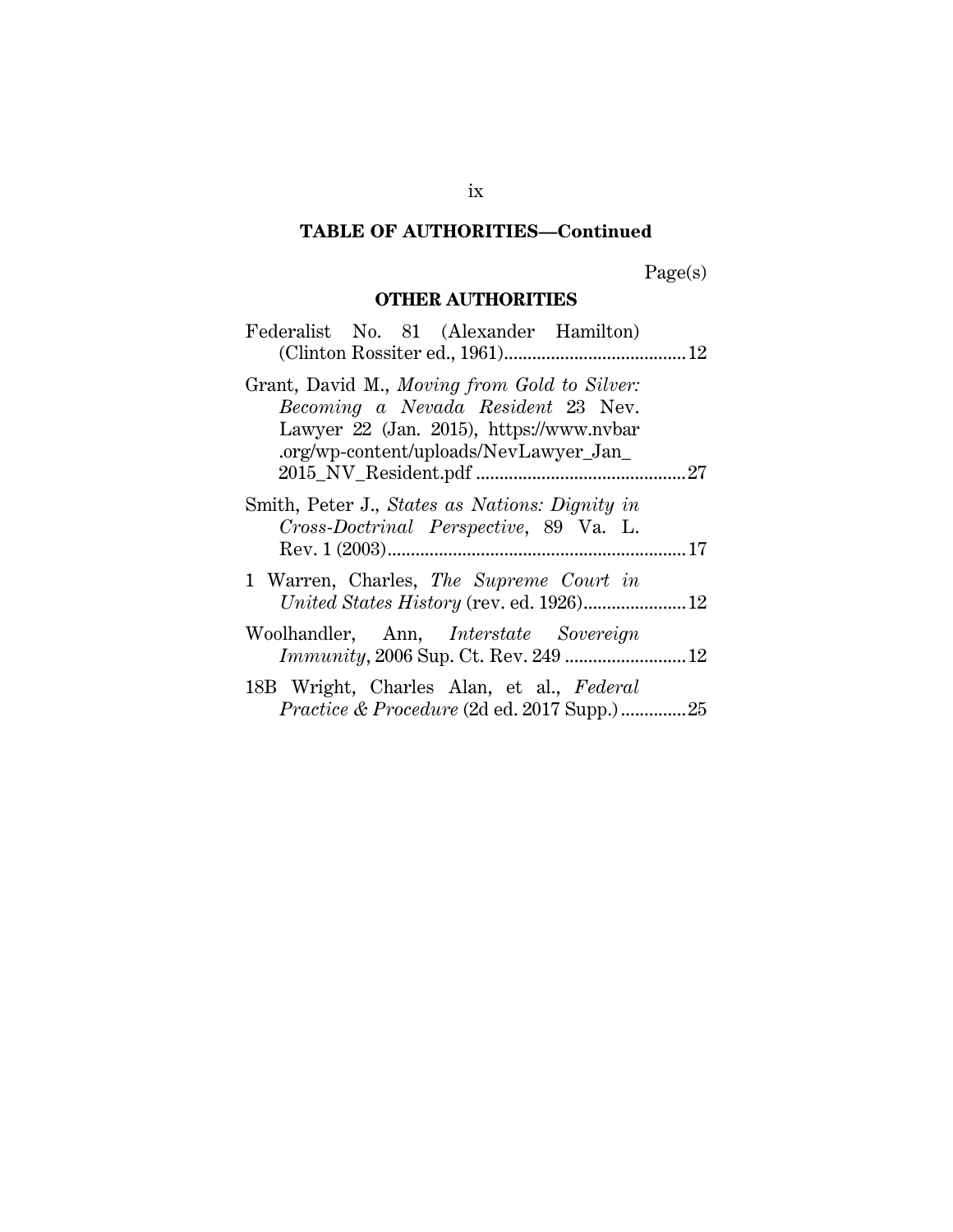## TABLE OF AUTHORITIES—Continued

Page(s)

### OTHER AUTHORITIES

Federalist No. 81 (Alexander Hamilton) (Clinton Rossiter ed., 1961) .......................................12

Grant, David M., *Moving from Gold to Silver: Becoming a Nevada Resident* 23 Nev. Lawyer 22 (Jan. 2015), https://www.nvbar.org/wp-content/uploads/NevLawyer_Jan_2015_NV_Resident.pdf .............................................27

Smith, Peter J., *States as Nations: Dignity in Cross-Doctrinal Perspective*, 89 Va. L. Rev. 1 (2003) ................................................................17

1 Warren, Charles, *The Supreme Court in United States History* (rev. ed. 1926) ......................12

Woolhandler, Ann, *Interstate Sovereign Immunity*, 2006 Sup. Ct. Rev. 249 ..........................12

18B Wright, Charles Alan, et al., *Federal Practice & Procedure* (2d ed. 2017 Supp.) ..............25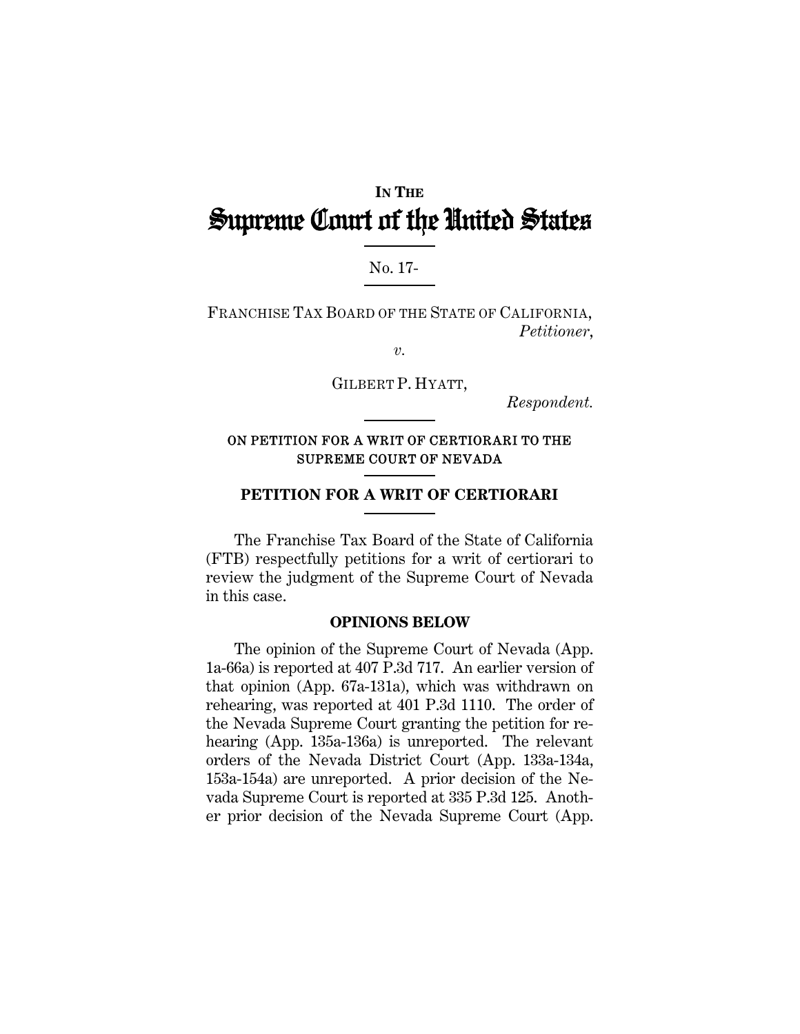**IN THE**

# Supreme Court of the United States

No. 17-

FRANCHISE TAX BOARD OF THE STATE OF CALIFORNIA,
*Petitioner*,

*v.*

GILBERT P. HYATT,
*Respondent.*

ON PETITION FOR A WRIT OF CERTIORARI TO THE SUPREME COURT OF NEVADA

## PETITION FOR A WRIT OF CERTIORARI

The Franchise Tax Board of the State of California (FTB) respectfully petitions for a writ of certiorari to review the judgment of the Supreme Court of Nevada in this case.

### OPINIONS BELOW

The opinion of the Supreme Court of Nevada (App. 1a-66a) is reported at 407 P.3d 717. An earlier version of that opinion (App. 67a-131a), which was withdrawn on rehearing, was reported at 401 P.3d 1110. The order of the Nevada Supreme Court granting the petition for rehearing (App. 135a-136a) is unreported. The relevant orders of the Nevada District Court (App. 133a-134a, 153a-154a) are unreported. A prior decision of the Nevada Supreme Court is reported at 335 P.3d 125. Another prior decision of the Nevada Supreme Court (App.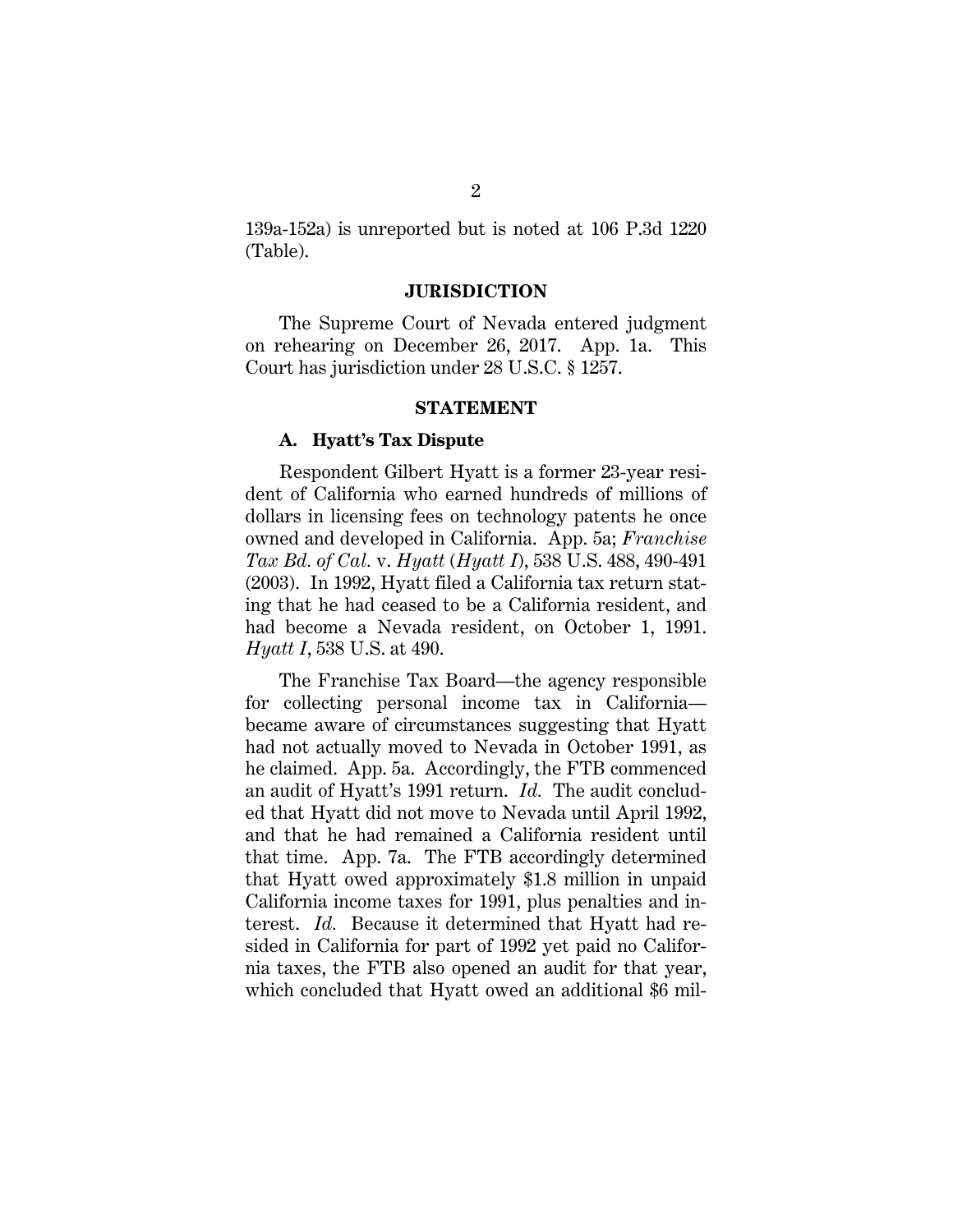139a-152a) is unreported but is noted at 106 P.3d 1220 (Table).

## JURISDICTION

The Supreme Court of Nevada entered judgment on rehearing on December 26, 2017. App. 1a. This Court has jurisdiction under 28 U.S.C. § 1257.

## STATEMENT

### A. Hyatt's Tax Dispute

Respondent Gilbert Hyatt is a former 23-year resident of California who earned hundreds of millions of dollars in licensing fees on technology patents he once owned and developed in California. App. 5a; *Franchise Tax Bd. of Cal.* v. *Hyatt* (*Hyatt I*), 538 U.S. 488, 490-491 (2003). In 1992, Hyatt filed a California tax return stating that he had ceased to be a California resident, and had become a Nevada resident, on October 1, 1991. *Hyatt I*, 538 U.S. at 490.

The Franchise Tax Board—the agency responsible for collecting personal income tax in California—became aware of circumstances suggesting that Hyatt had not actually moved to Nevada in October 1991, as he claimed. App. 5a. Accordingly, the FTB commenced an audit of Hyatt's 1991 return. *Id.* The audit concluded that Hyatt did not move to Nevada until April 1992, and that he had remained a California resident until that time. App. 7a. The FTB accordingly determined that Hyatt owed approximately $1.8 million in unpaid California income taxes for 1991, plus penalties and interest. *Id.* Because it determined that Hyatt had resided in California for part of 1992 yet paid no California taxes, the FTB also opened an audit for that year, which concluded that Hyatt owed an additional $6 mil-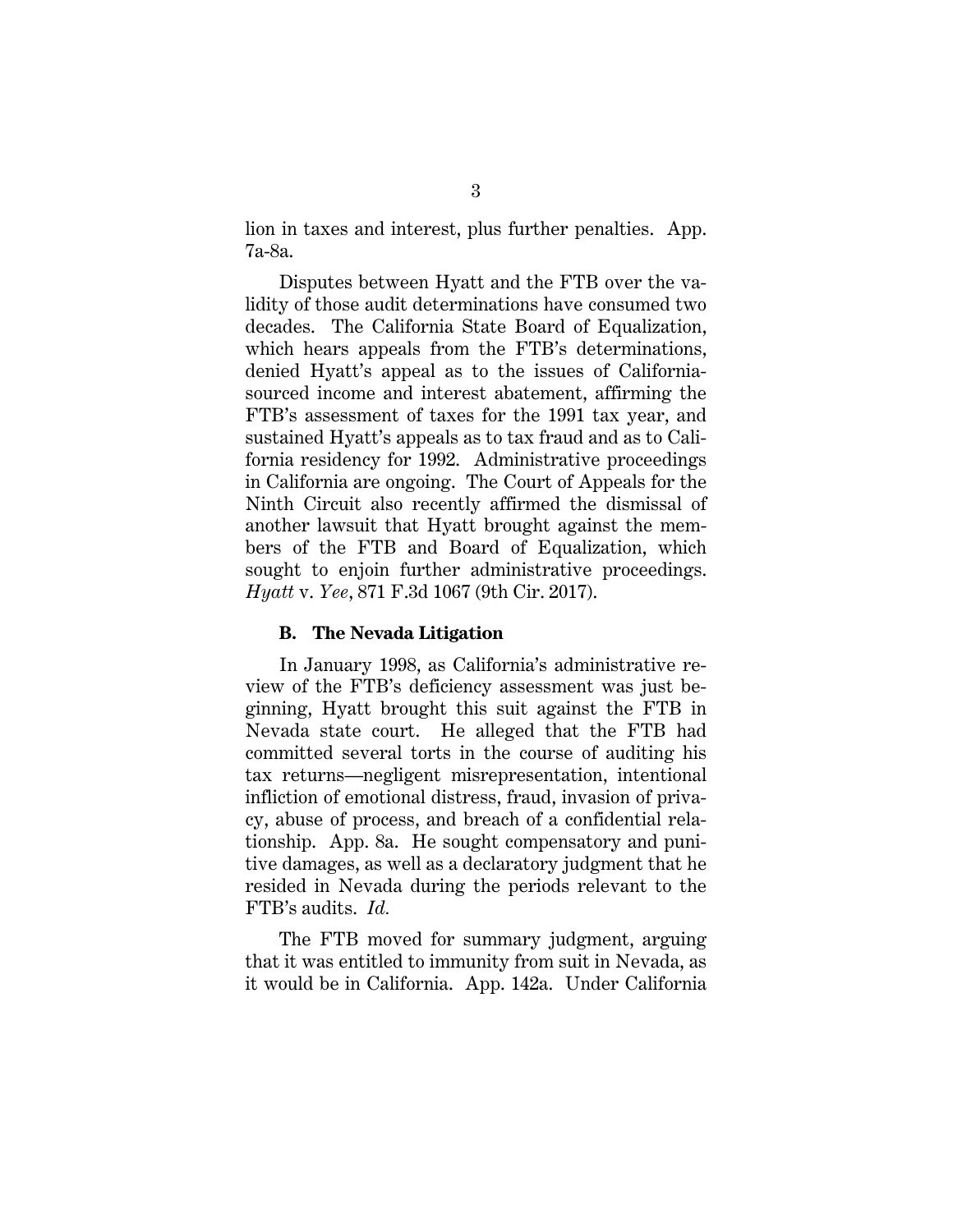lion in taxes and interest, plus further penalties. App. 7a-8a.

Disputes between Hyatt and the FTB over the validity of those audit determinations have consumed two decades. The California State Board of Equalization, which hears appeals from the FTB's determinations, denied Hyatt's appeal as to the issues of California-sourced income and interest abatement, affirming the FTB's assessment of taxes for the 1991 tax year, and sustained Hyatt's appeals as to tax fraud and as to California residency for 1992. Administrative proceedings in California are ongoing. The Court of Appeals for the Ninth Circuit also recently affirmed the dismissal of another lawsuit that Hyatt brought against the members of the FTB and Board of Equalization, which sought to enjoin further administrative proceedings. *Hyatt* v. *Yee*, 871 F.3d 1067 (9th Cir. 2017).

### B. The Nevada Litigation

In January 1998, as California's administrative review of the FTB's deficiency assessment was just beginning, Hyatt brought this suit against the FTB in Nevada state court. He alleged that the FTB had committed several torts in the course of auditing his tax returns—negligent misrepresentation, intentional infliction of emotional distress, fraud, invasion of privacy, abuse of process, and breach of a confidential relationship. App. 8a. He sought compensatory and punitive damages, as well as a declaratory judgment that he resided in Nevada during the periods relevant to the FTB's audits. *Id.*

The FTB moved for summary judgment, arguing that it was entitled to immunity from suit in Nevada, as it would be in California. App. 142a. Under California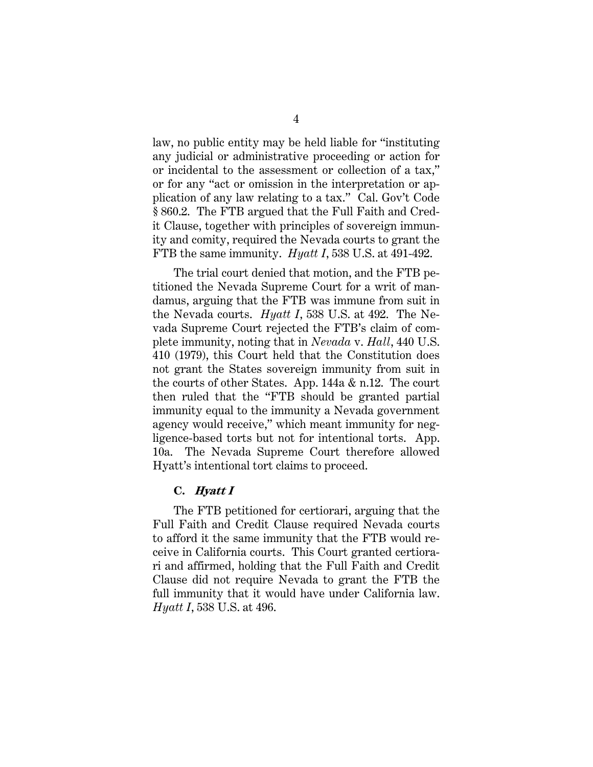law, no public entity may be held liable for "instituting any judicial or administrative proceeding or action for or incidental to the assessment or collection of a tax," or for any "act or omission in the interpretation or application of any law relating to a tax." Cal. Gov't Code § 860.2. The FTB argued that the Full Faith and Credit Clause, together with principles of sovereign immunity and comity, required the Nevada courts to grant the FTB the same immunity. *Hyatt I*, 538 U.S. at 491-492.

The trial court denied that motion, and the FTB petitioned the Nevada Supreme Court for a writ of mandamus, arguing that the FTB was immune from suit in the Nevada courts. *Hyatt I*, 538 U.S. at 492. The Nevada Supreme Court rejected the FTB's claim of complete immunity, noting that in *Nevada* v. *Hall*, 440 U.S. 410 (1979), this Court held that the Constitution does not grant the States sovereign immunity from suit in the courts of other States. App. 144a & n.12. The court then ruled that the "FTB should be granted partial immunity equal to the immunity a Nevada government agency would receive," which meant immunity for negligence-based torts but not for intentional torts. App. 10a. The Nevada Supreme Court therefore allowed Hyatt's intentional tort claims to proceed.

### C. *Hyatt I*

The FTB petitioned for certiorari, arguing that the Full Faith and Credit Clause required Nevada courts to afford it the same immunity that the FTB would receive in California courts. This Court granted certiorari and affirmed, holding that the Full Faith and Credit Clause did not require Nevada to grant the FTB the full immunity that it would have under California law. *Hyatt I*, 538 U.S. at 496.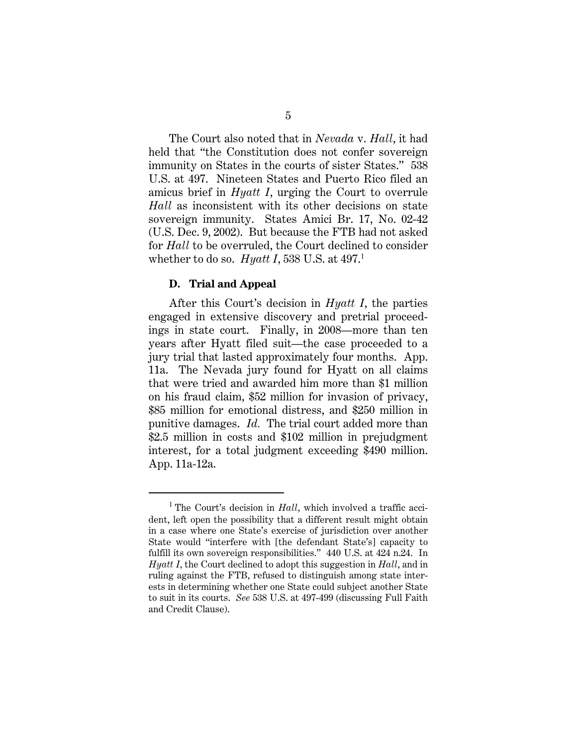The Court also noted that in *Nevada* v. *Hall*, it had held that "the Constitution does not confer sovereign immunity on States in the courts of sister States." 538 U.S. at 497. Nineteen States and Puerto Rico filed an amicus brief in *Hyatt I*, urging the Court to overrule *Hall* as inconsistent with its other decisions on state sovereign immunity. States Amici Br. 17, No. 02-42 (U.S. Dec. 9, 2002). But because the FTB had not asked for *Hall* to be overruled, the Court declined to consider whether to do so. *Hyatt I*, 538 U.S. at 497.[1]

### D. Trial and Appeal

After this Court's decision in *Hyatt I*, the parties engaged in extensive discovery and pretrial proceedings in state court. Finally, in 2008—more than ten years after Hyatt filed suit—the case proceeded to a jury trial that lasted approximately four months. App. 11a. The Nevada jury found for Hyatt on all claims that were tried and awarded him more than $1 million on his fraud claim, $52 million for invasion of privacy, $85 million for emotional distress, and $250 million in punitive damages. *Id.* The trial court added more than $2.5 million in costs and $102 million in prejudgment interest, for a total judgment exceeding $490 million. App. 11a-12a.

---

[1] The Court's decision in *Hall*, which involved a traffic accident, left open the possibility that a different result might obtain in a case where one State's exercise of jurisdiction over another State would "interfere with [the defendant State's] capacity to fulfill its own sovereign responsibilities." 440 U.S. at 424 n.24. In *Hyatt I*, the Court declined to adopt this suggestion in *Hall*, and in ruling against the FTB, refused to distinguish among state interests in determining whether one State could subject another State to suit in its courts. *See* 538 U.S. at 497-499 (discussing Full Faith and Credit Clause).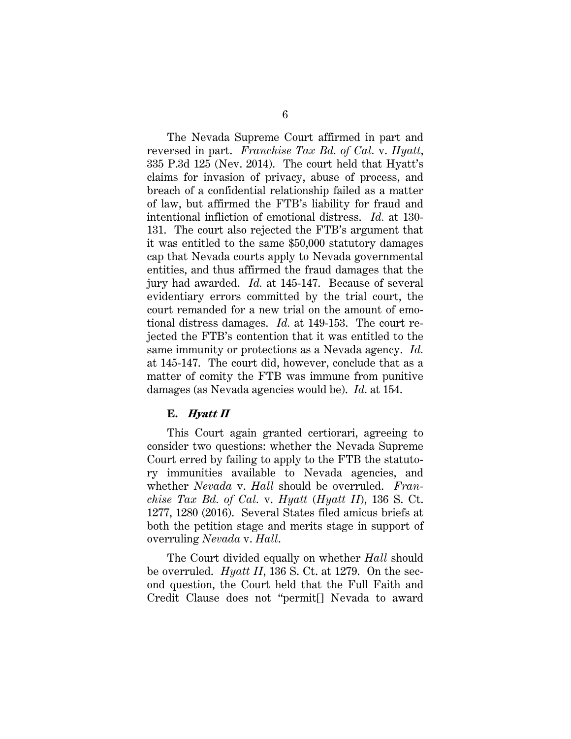The Nevada Supreme Court affirmed in part and reversed in part. *Franchise Tax Bd. of Cal.* v. *Hyatt*, 335 P.3d 125 (Nev. 2014). The court held that Hyatt's claims for invasion of privacy, abuse of process, and breach of a confidential relationship failed as a matter of law, but affirmed the FTB's liability for fraud and intentional infliction of emotional distress. *Id.* at 130-131. The court also rejected the FTB's argument that it was entitled to the same $50,000 statutory damages cap that Nevada courts apply to Nevada governmental entities, and thus affirmed the fraud damages that the jury had awarded. *Id.* at 145-147. Because of several evidentiary errors committed by the trial court, the court remanded for a new trial on the amount of emotional distress damages. *Id.* at 149-153. The court rejected the FTB's contention that it was entitled to the same immunity or protections as a Nevada agency. *Id.* at 145-147. The court did, however, conclude that as a matter of comity the FTB was immune from punitive damages (as Nevada agencies would be). *Id.* at 154.

### E. *Hyatt II*

This Court again granted certiorari, agreeing to consider two questions: whether the Nevada Supreme Court erred by failing to apply to the FTB the statutory immunities available to Nevada agencies, and whether *Nevada* v. *Hall* should be overruled. *Franchise Tax Bd. of Cal.* v. *Hyatt* (*Hyatt II*), 136 S. Ct. 1277, 1280 (2016). Several States filed amicus briefs at both the petition stage and merits stage in support of overruling *Nevada* v. *Hall*.

The Court divided equally on whether *Hall* should be overruled. *Hyatt II*, 136 S. Ct. at 1279. On the second question, the Court held that the Full Faith and Credit Clause does not "permit[] Nevada to award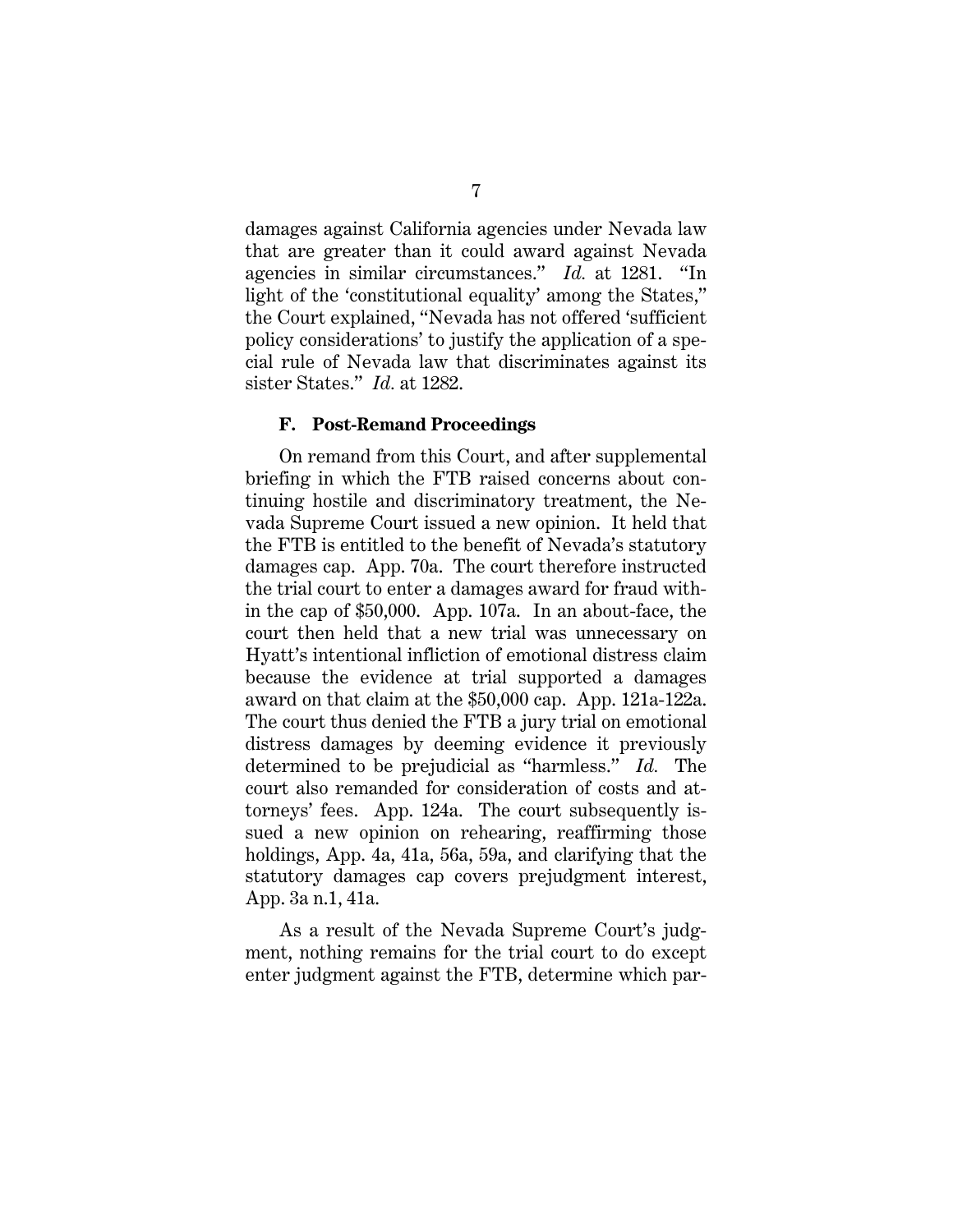damages against California agencies under Nevada law that are greater than it could award against Nevada agencies in similar circumstances." *Id.* at 1281. "In light of the 'constitutional equality' among the States," the Court explained, "Nevada has not offered 'sufficient policy considerations' to justify the application of a special rule of Nevada law that discriminates against its sister States." *Id.* at 1282.

### F. Post-Remand Proceedings

On remand from this Court, and after supplemental briefing in which the FTB raised concerns about continuing hostile and discriminatory treatment, the Nevada Supreme Court issued a new opinion. It held that the FTB is entitled to the benefit of Nevada's statutory damages cap. App. 70a. The court therefore instructed the trial court to enter a damages award for fraud within the cap of $50,000. App. 107a. In an about-face, the court then held that a new trial was unnecessary on Hyatt's intentional infliction of emotional distress claim because the evidence at trial supported a damages award on that claim at the $50,000 cap. App. 121a-122a. The court thus denied the FTB a jury trial on emotional distress damages by deeming evidence it previously determined to be prejudicial as "harmless." *Id.* The court also remanded for consideration of costs and attorneys' fees. App. 124a. The court subsequently issued a new opinion on rehearing, reaffirming those holdings, App. 4a, 41a, 56a, 59a, and clarifying that the statutory damages cap covers prejudgment interest, App. 3a n.1, 41a.

As a result of the Nevada Supreme Court's judgment, nothing remains for the trial court to do except enter judgment against the FTB, determine which par-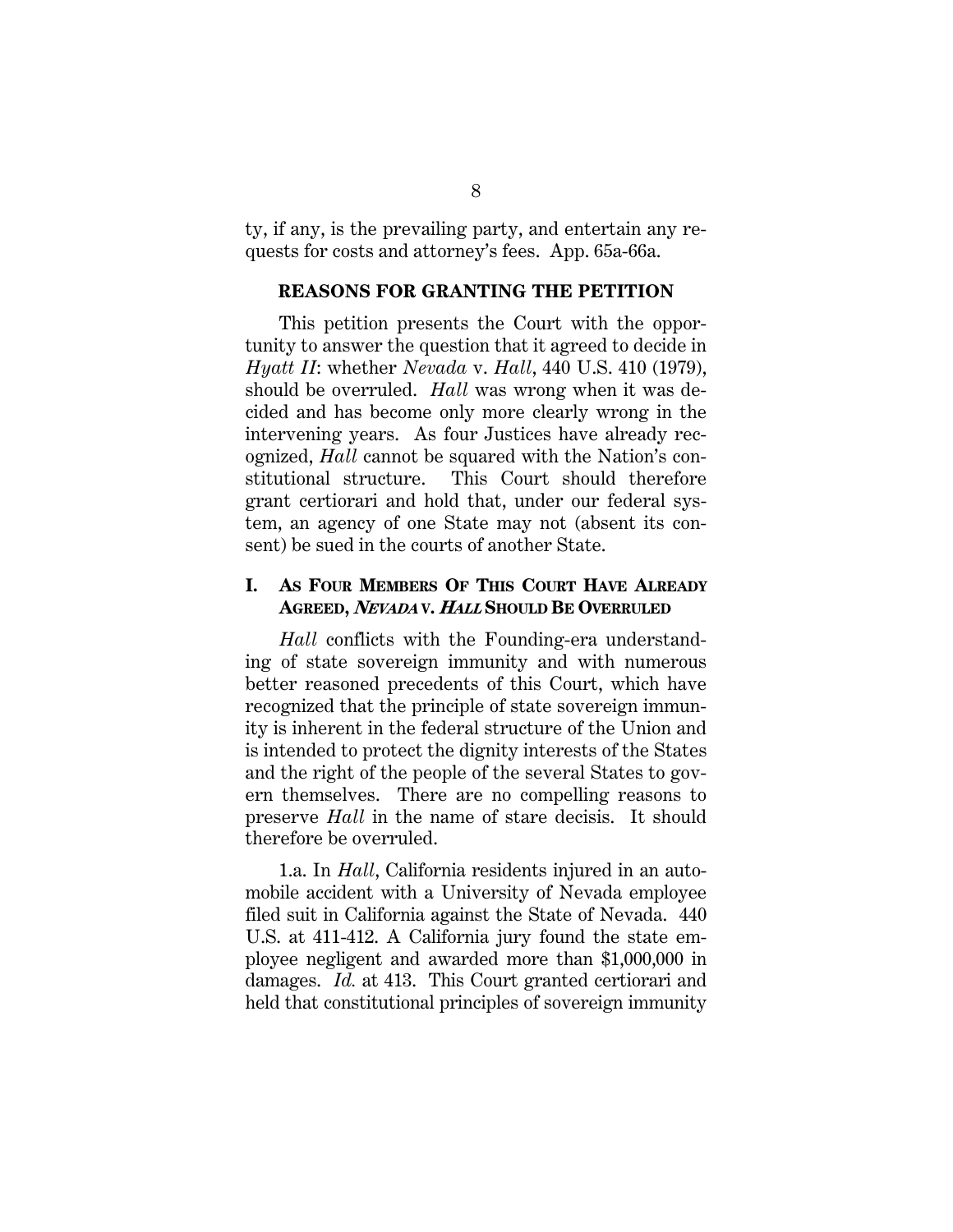ty, if any, is the prevailing party, and entertain any requests for costs and attorney's fees. App. 65a-66a.

## REASONS FOR GRANTING THE PETITION

This petition presents the Court with the opportunity to answer the question that it agreed to decide in *Hyatt II*: whether *Nevada* v. *Hall*, 440 U.S. 410 (1979), should be overruled. *Hall* was wrong when it was decided and has become only more clearly wrong in the intervening years. As four Justices have already recognized, *Hall* cannot be squared with the Nation's constitutional structure. This Court should therefore grant certiorari and hold that, under our federal system, an agency of one State may not (absent its consent) be sued in the courts of another State.

### I. AS FOUR MEMBERS OF THIS COURT HAVE ALREADY AGREED, *NEVADA* V. *HALL* SHOULD BE OVERRULED

*Hall* conflicts with the Founding-era understanding of state sovereign immunity and with numerous better reasoned precedents of this Court, which have recognized that the principle of state sovereign immunity is inherent in the federal structure of the Union and is intended to protect the dignity interests of the States and the right of the people of the several States to govern themselves. There are no compelling reasons to preserve *Hall* in the name of stare decisis. It should therefore be overruled.

1.a. In *Hall*, California residents injured in an automobile accident with a University of Nevada employee filed suit in California against the State of Nevada. 440 U.S. at 411-412. A California jury found the state employee negligent and awarded more than $1,000,000 in damages. *Id.* at 413. This Court granted certiorari and held that constitutional principles of sovereign immunity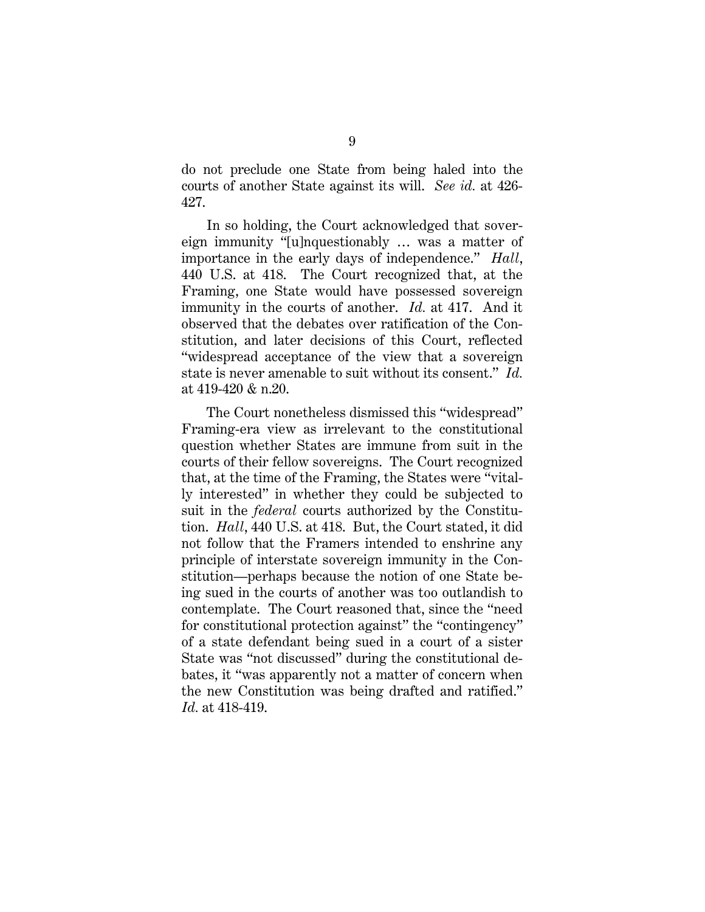do not preclude one State from being haled into the courts of another State against its will. *See id.* at 426-427.

In so holding, the Court acknowledged that sovereign immunity "[u]nquestionably … was a matter of importance in the early days of independence." *Hall*, 440 U.S. at 418. The Court recognized that, at the Framing, one State would have possessed sovereign immunity in the courts of another. *Id.* at 417. And it observed that the debates over ratification of the Constitution, and later decisions of this Court, reflected "widespread acceptance of the view that a sovereign state is never amenable to suit without its consent." *Id.* at 419-420 & n.20.

The Court nonetheless dismissed this "widespread" Framing-era view as irrelevant to the constitutional question whether States are immune from suit in the courts of their fellow sovereigns. The Court recognized that, at the time of the Framing, the States were "vitally interested" in whether they could be subjected to suit in the *federal* courts authorized by the Constitution. *Hall*, 440 U.S. at 418. But, the Court stated, it did not follow that the Framers intended to enshrine any principle of interstate sovereign immunity in the Constitution—perhaps because the notion of one State being sued in the courts of another was too outlandish to contemplate. The Court reasoned that, since the "need for constitutional protection against" the "contingency" of a state defendant being sued in a court of a sister State was "not discussed" during the constitutional debates, it "was apparently not a matter of concern when the new Constitution was being drafted and ratified." *Id.* at 418-419.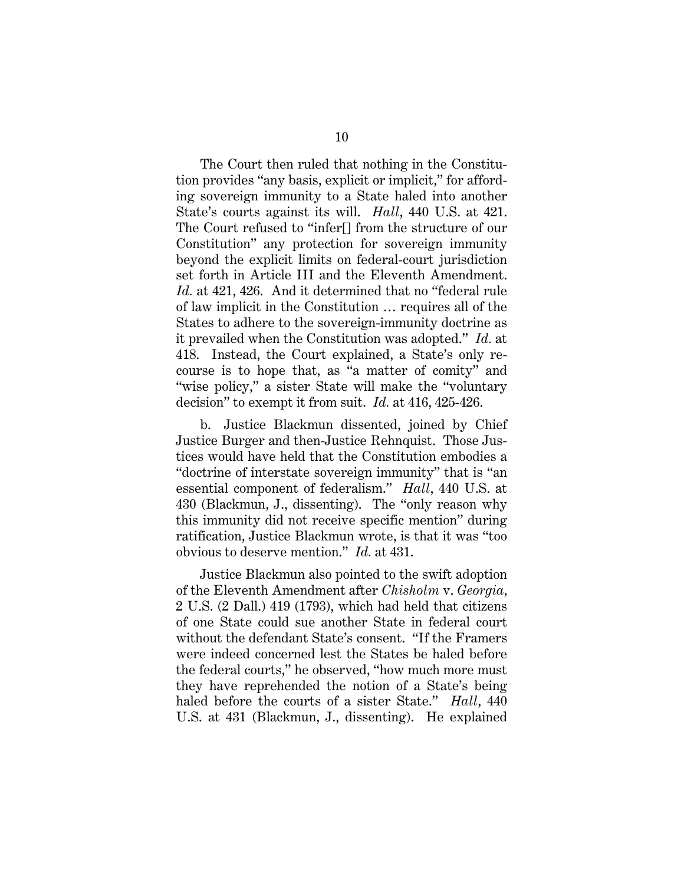The Court then ruled that nothing in the Constitution provides "any basis, explicit or implicit," for affording sovereign immunity to a State haled into another State's courts against its will. *Hall*, 440 U.S. at 421. The Court refused to "infer[] from the structure of our Constitution" any protection for sovereign immunity beyond the explicit limits on federal-court jurisdiction set forth in Article III and the Eleventh Amendment. *Id.* at 421, 426. And it determined that no "federal rule of law implicit in the Constitution … requires all of the States to adhere to the sovereign-immunity doctrine as it prevailed when the Constitution was adopted." *Id.* at 418. Instead, the Court explained, a State's only recourse is to hope that, as "a matter of comity" and "wise policy," a sister State will make the "voluntary decision" to exempt it from suit. *Id.* at 416, 425-426.

b. Justice Blackmun dissented, joined by Chief Justice Burger and then-Justice Rehnquist. Those Justices would have held that the Constitution embodies a "doctrine of interstate sovereign immunity" that is "an essential component of federalism." *Hall*, 440 U.S. at 430 (Blackmun, J., dissenting). The "only reason why this immunity did not receive specific mention" during ratification, Justice Blackmun wrote, is that it was "too obvious to deserve mention." *Id.* at 431.

Justice Blackmun also pointed to the swift adoption of the Eleventh Amendment after *Chisholm* v. *Georgia*, 2 U.S. (2 Dall.) 419 (1793), which had held that citizens of one State could sue another State in federal court without the defendant State's consent. "If the Framers were indeed concerned lest the States be haled before the federal courts," he observed, "how much more must they have reprehended the notion of a State's being haled before the courts of a sister State." *Hall*, 440 U.S. at 431 (Blackmun, J., dissenting). He explained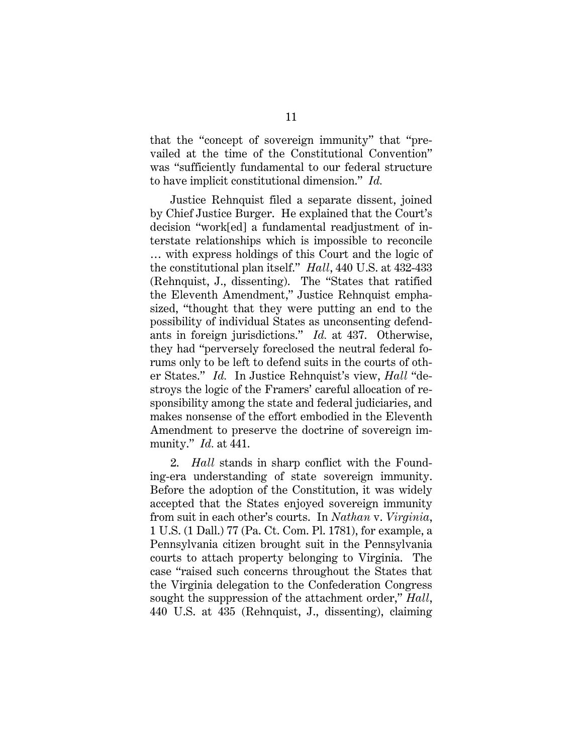that the "concept of sovereign immunity" that "prevailed at the time of the Constitutional Convention" was "sufficiently fundamental to our federal structure to have implicit constitutional dimension." *Id.*

Justice Rehnquist filed a separate dissent, joined by Chief Justice Burger. He explained that the Court's decision "work[ed] a fundamental readjustment of interstate relationships which is impossible to reconcile … with express holdings of this Court and the logic of the constitutional plan itself." *Hall*, 440 U.S. at 432-433 (Rehnquist, J., dissenting). The "States that ratified the Eleventh Amendment," Justice Rehnquist emphasized, "thought that they were putting an end to the possibility of individual States as unconsenting defendants in foreign jurisdictions." *Id.* at 437. Otherwise, they had "perversely foreclosed the neutral federal forums only to be left to defend suits in the courts of other States." *Id.* In Justice Rehnquist's view, *Hall* "destroys the logic of the Framers' careful allocation of responsibility among the state and federal judiciaries, and makes nonsense of the effort embodied in the Eleventh Amendment to preserve the doctrine of sovereign immunity." *Id.* at 441.

2. *Hall* stands in sharp conflict with the Founding-era understanding of state sovereign immunity. Before the adoption of the Constitution, it was widely accepted that the States enjoyed sovereign immunity from suit in each other's courts. In *Nathan* v. *Virginia*, 1 U.S. (1 Dall.) 77 (Pa. Ct. Com. Pl. 1781), for example, a Pennsylvania citizen brought suit in the Pennsylvania courts to attach property belonging to Virginia. The case "raised such concerns throughout the States that the Virginia delegation to the Confederation Congress sought the suppression of the attachment order," *Hall*, 440 U.S. at 435 (Rehnquist, J., dissenting), claiming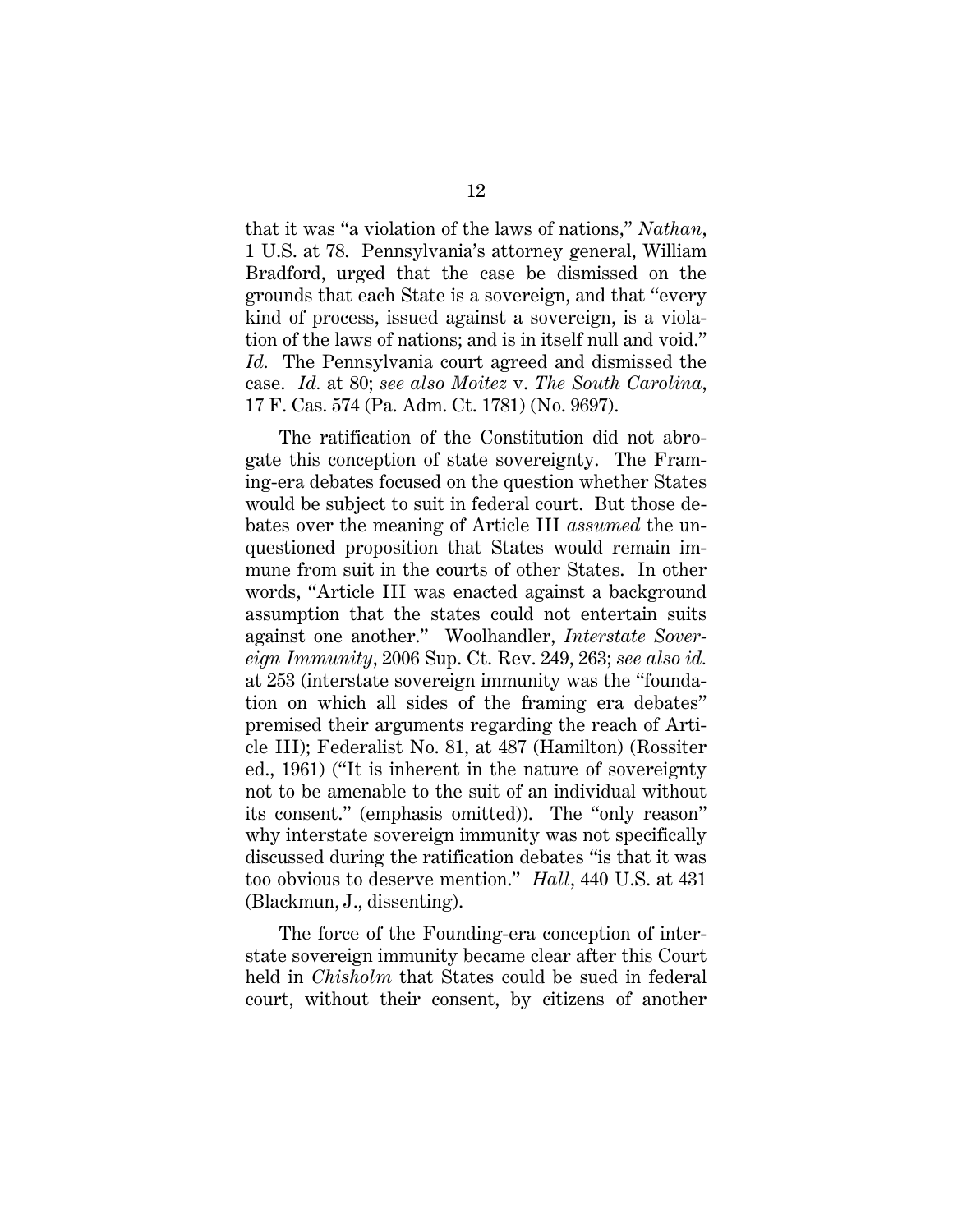that it was "a violation of the laws of nations," *Nathan*, 1 U.S. at 78. Pennsylvania's attorney general, William Bradford, urged that the case be dismissed on the grounds that each State is a sovereign, and that "every kind of process, issued against a sovereign, is a violation of the laws of nations; and is in itself null and void." *Id.* The Pennsylvania court agreed and dismissed the case. *Id.* at 80; *see also Moitez* v. *The South Carolina*, 17 F. Cas. 574 (Pa. Adm. Ct. 1781) (No. 9697).

The ratification of the Constitution did not abrogate this conception of state sovereignty. The Framing-era debates focused on the question whether States would be subject to suit in federal court. But those debates over the meaning of Article III *assumed* the unquestioned proposition that States would remain immune from suit in the courts of other States. In other words, "Article III was enacted against a background assumption that the states could not entertain suits against one another." Woolhandler, *Interstate Sovereign Immunity*, 2006 Sup. Ct. Rev. 249, 263; *see also id.* at 253 (interstate sovereign immunity was the "foundation on which all sides of the framing era debates" premised their arguments regarding the reach of Article III); Federalist No. 81, at 487 (Hamilton) (Rossiter ed., 1961) ("It is inherent in the nature of sovereignty not to be amenable to the suit of an individual without its consent." (emphasis omitted)). The "only reason" why interstate sovereign immunity was not specifically discussed during the ratification debates "is that it was too obvious to deserve mention." *Hall*, 440 U.S. at 431 (Blackmun, J., dissenting).

The force of the Founding-era conception of interstate sovereign immunity became clear after this Court held in *Chisholm* that States could be sued in federal court, without their consent, by citizens of another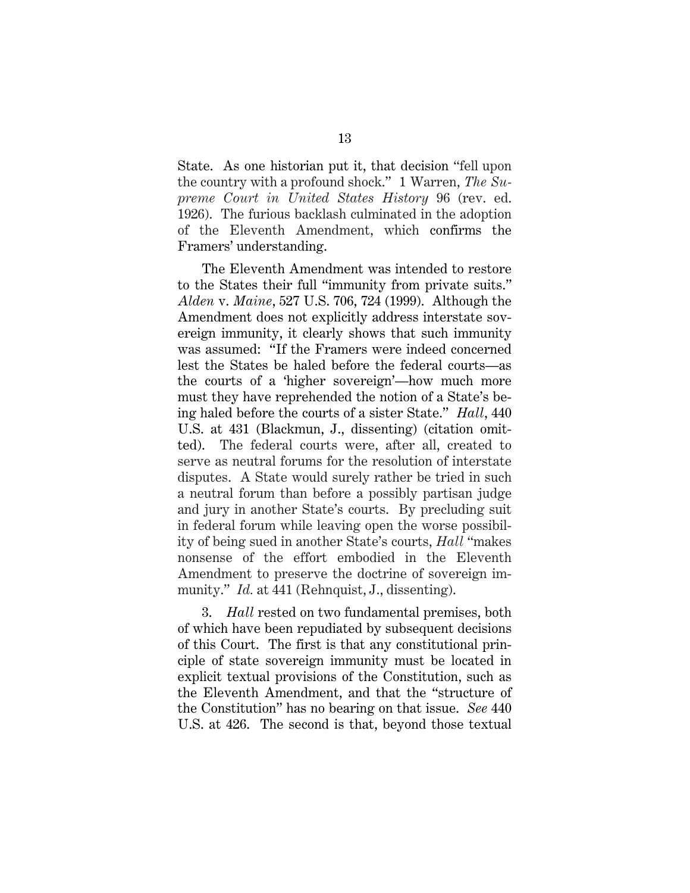State. As one historian put it, that decision "fell upon the country with a profound shock." 1 Warren, *The Supreme Court in United States History* 96 (rev. ed. 1926). The furious backlash culminated in the adoption of the Eleventh Amendment, which confirms the Framers' understanding.

The Eleventh Amendment was intended to restore to the States their full "immunity from private suits." *Alden* v. *Maine*, 527 U.S. 706, 724 (1999). Although the Amendment does not explicitly address interstate sovereign immunity, it clearly shows that such immunity was assumed: "If the Framers were indeed concerned lest the States be haled before the federal courts—as the courts of a 'higher sovereign'—how much more must they have reprehended the notion of a State's being haled before the courts of a sister State." *Hall*, 440 U.S. at 431 (Blackmun, J., dissenting) (citation omitted). The federal courts were, after all, created to serve as neutral forums for the resolution of interstate disputes. A State would surely rather be tried in such a neutral forum than before a possibly partisan judge and jury in another State's courts. By precluding suit in federal forum while leaving open the worse possibility of being sued in another State's courts, *Hall* "makes nonsense of the effort embodied in the Eleventh Amendment to preserve the doctrine of sovereign immunity." *Id.* at 441 (Rehnquist, J., dissenting).

3. *Hall* rested on two fundamental premises, both of which have been repudiated by subsequent decisions of this Court. The first is that any constitutional principle of state sovereign immunity must be located in explicit textual provisions of the Constitution, such as the Eleventh Amendment, and that the "structure of the Constitution" has no bearing on that issue. *See* 440 U.S. at 426. The second is that, beyond those textual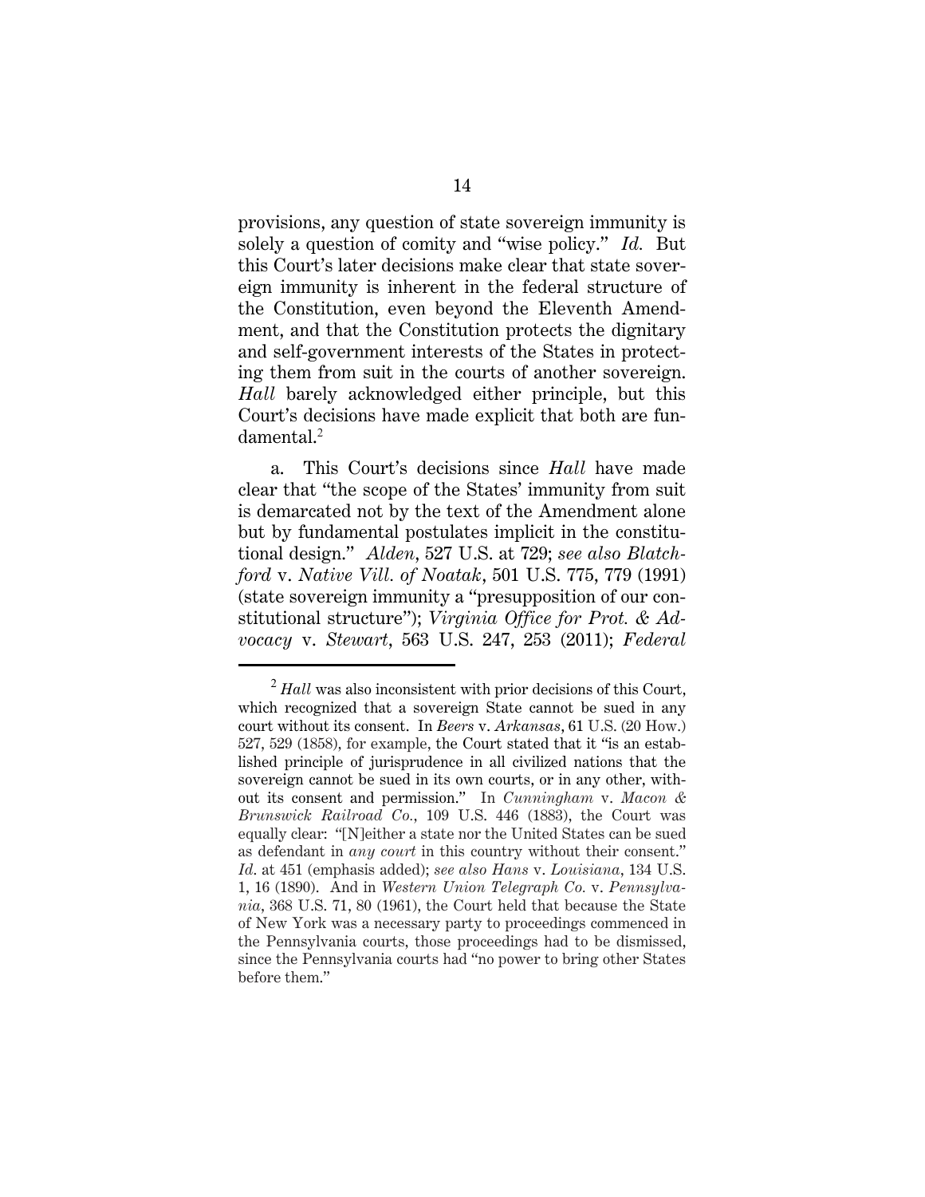provisions, any question of state sovereign immunity is solely a question of comity and "wise policy." *Id.* But this Court's later decisions make clear that state sovereign immunity is inherent in the federal structure of the Constitution, even beyond the Eleventh Amendment, and that the Constitution protects the dignitary and self-government interests of the States in protecting them from suit in the courts of another sovereign. *Hall* barely acknowledged either principle, but this Court's decisions have made explicit that both are fundamental.[2]

a. This Court's decisions since *Hall* have made clear that "the scope of the States' immunity from suit is demarcated not by the text of the Amendment alone but by fundamental postulates implicit in the constitutional design." *Alden*, 527 U.S. at 729; *see also Blatchford* v. *Native Vill. of Noatak*, 501 U.S. 775, 779 (1991) (state sovereign immunity a "presupposition of our constitutional structure"); *Virginia Office for Prot. & Advocacy* v. *Stewart*, 563 U.S. 247, 253 (2011); *Federal*

---

[2] *Hall* was also inconsistent with prior decisions of this Court, which recognized that a sovereign State cannot be sued in any court without its consent. In *Beers* v. *Arkansas*, 61 U.S. (20 How.) 527, 529 (1858), for example, the Court stated that it "is an established principle of jurisprudence in all civilized nations that the sovereign cannot be sued in its own courts, or in any other, without its consent and permission." In *Cunningham* v. *Macon & Brunswick Railroad Co.*, 109 U.S. 446 (1883), the Court was equally clear: "[N]either a state nor the United States can be sued as defendant in *any court* in this country without their consent." *Id.* at 451 (emphasis added); *see also Hans* v. *Louisiana*, 134 U.S. 1, 16 (1890). And in *Western Union Telegraph Co.* v. *Pennsylvania*, 368 U.S. 71, 80 (1961), the Court held that because the State of New York was a necessary party to proceedings commenced in the Pennsylvania courts, those proceedings had to be dismissed, since the Pennsylvania courts had "no power to bring other States before them."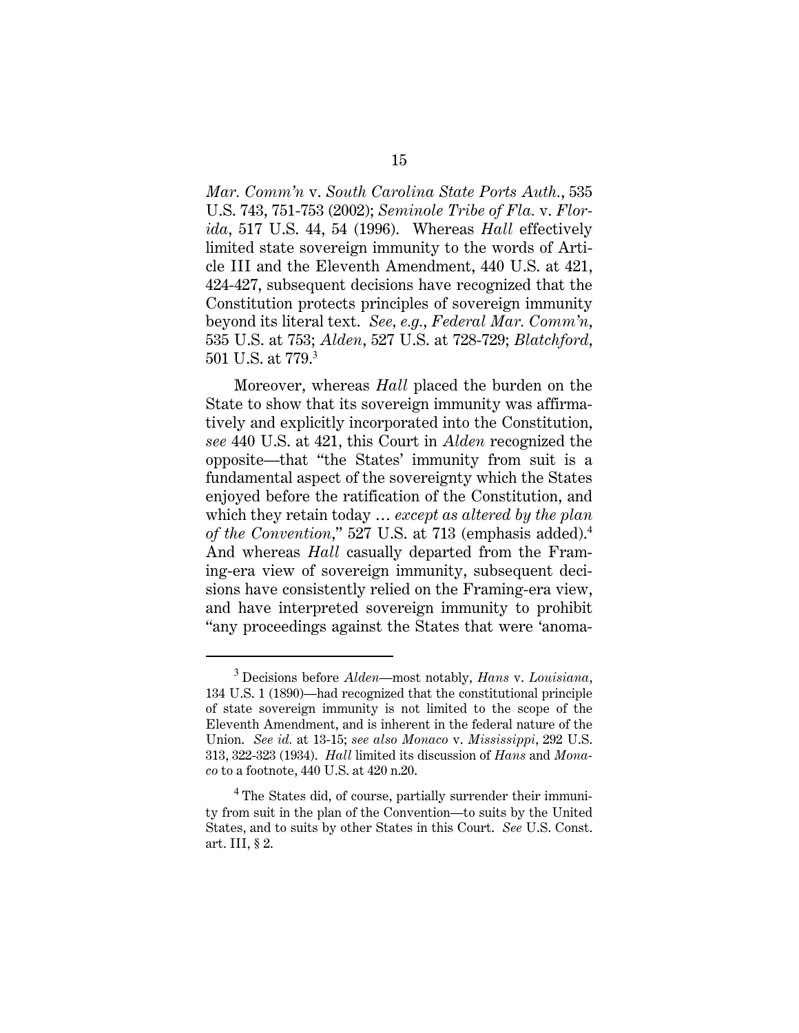*Mar. Comm'n* v. *South Carolina State Ports Auth.*, 535 U.S. 743, 751-753 (2002); *Seminole Tribe of Fla.* v. *Florida*, 517 U.S. 44, 54 (1996). Whereas *Hall* effectively limited state sovereign immunity to the words of Article III and the Eleventh Amendment, 440 U.S. at 421, 424-427, subsequent decisions have recognized that the Constitution protects principles of sovereign immunity beyond its literal text. *See, e.g.*, *Federal Mar. Comm'n*, 535 U.S. at 753; *Alden*, 527 U.S. at 728-729; *Blatchford*, 501 U.S. at 779.[3]

Moreover, whereas *Hall* placed the burden on the State to show that its sovereign immunity was affirmatively and explicitly incorporated into the Constitution, *see* 440 U.S. at 421, this Court in *Alden* recognized the opposite—that "the States' immunity from suit is a fundamental aspect of the sovereignty which the States enjoyed before the ratification of the Constitution, and which they retain today … *except as altered by the plan of the Convention*," 527 U.S. at 713 (emphasis added).[4] And whereas *Hall* casually departed from the Framing-era view of sovereign immunity, subsequent decisions have consistently relied on the Framing-era view, and have interpreted sovereign immunity to prohibit "any proceedings against the States that were 'anoma-

---

[3] Decisions before *Alden*—most notably, *Hans* v. *Louisiana*, 134 U.S. 1 (1890)—had recognized that the constitutional principle of state sovereign immunity is not limited to the scope of the Eleventh Amendment, and is inherent in the federal nature of the Union. *See id.* at 13-15; *see also Monaco* v. *Mississippi*, 292 U.S. 313, 322-323 (1934). *Hall* limited its discussion of *Hans* and *Monaco* to a footnote, 440 U.S. at 420 n.20.

[4] The States did, of course, partially surrender their immunity from suit in the plan of the Convention—to suits by the United States, and to suits by other States in this Court. *See* U.S. Const. art. III, § 2.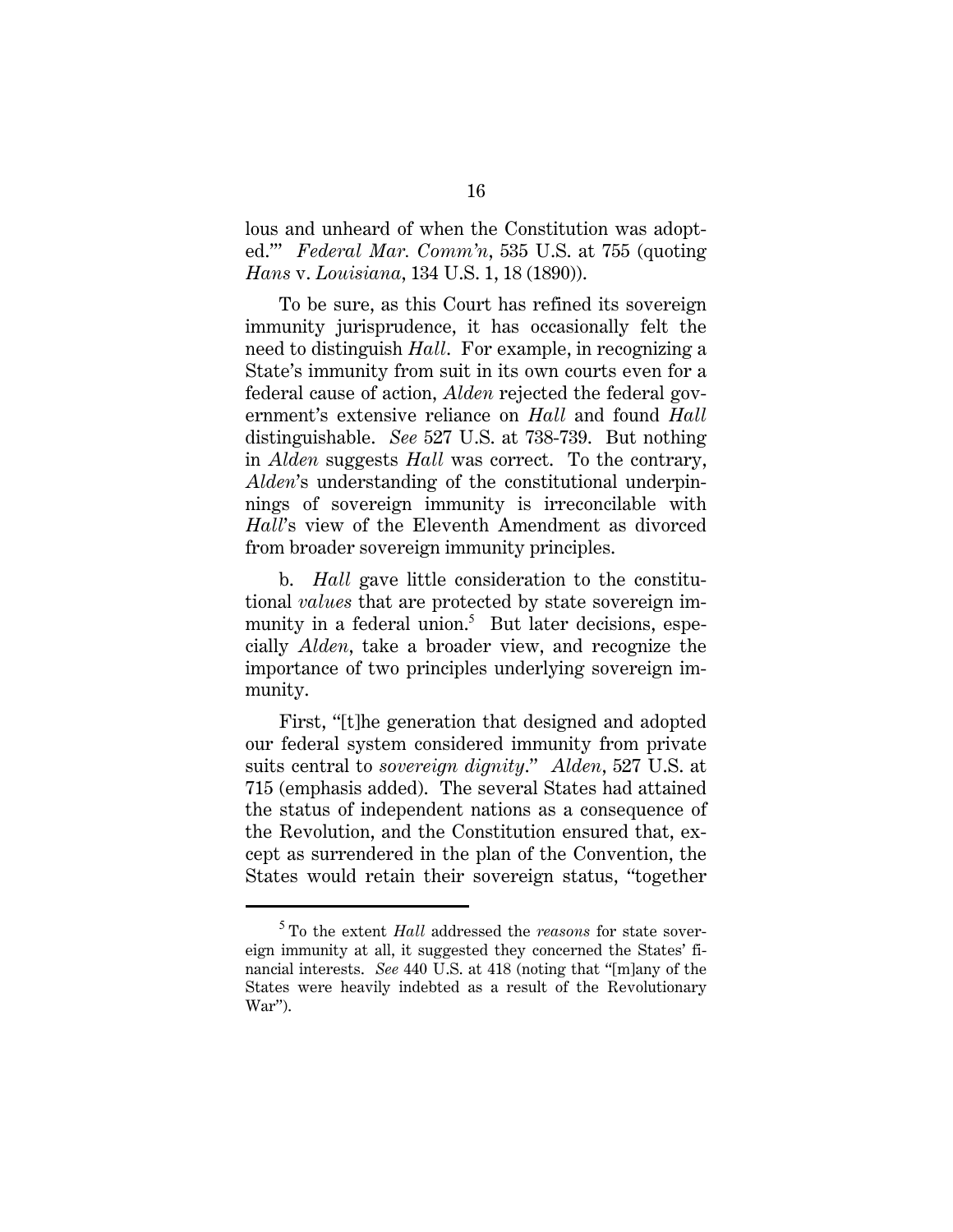lous and unheard of when the Constitution was adopted.'" *Federal Mar. Comm'n*, 535 U.S. at 755 (quoting *Hans* v. *Louisiana*, 134 U.S. 1, 18 (1890)).

To be sure, as this Court has refined its sovereign immunity jurisprudence, it has occasionally felt the need to distinguish *Hall*. For example, in recognizing a State's immunity from suit in its own courts even for a federal cause of action, *Alden* rejected the federal government's extensive reliance on *Hall* and found *Hall* distinguishable. *See* 527 U.S. at 738-739. But nothing in *Alden* suggests *Hall* was correct. To the contrary, *Alden*'s understanding of the constitutional underpinnings of sovereign immunity is irreconcilable with *Hall*'s view of the Eleventh Amendment as divorced from broader sovereign immunity principles.

b. *Hall* gave little consideration to the constitutional *values* that are protected by state sovereign immunity in a federal union.[5] But later decisions, especially *Alden*, take a broader view, and recognize the importance of two principles underlying sovereign immunity.

First, "[t]he generation that designed and adopted our federal system considered immunity from private suits central to *sovereign dignity*." *Alden*, 527 U.S. at 715 (emphasis added). The several States had attained the status of independent nations as a consequence of the Revolution, and the Constitution ensured that, except as surrendered in the plan of the Convention, the States would retain their sovereign status, "together

---

[5] To the extent *Hall* addressed the *reasons* for state sovereign immunity at all, it suggested they concerned the States' financial interests. *See* 440 U.S. at 418 (noting that "[m]any of the States were heavily indebted as a result of the Revolutionary War").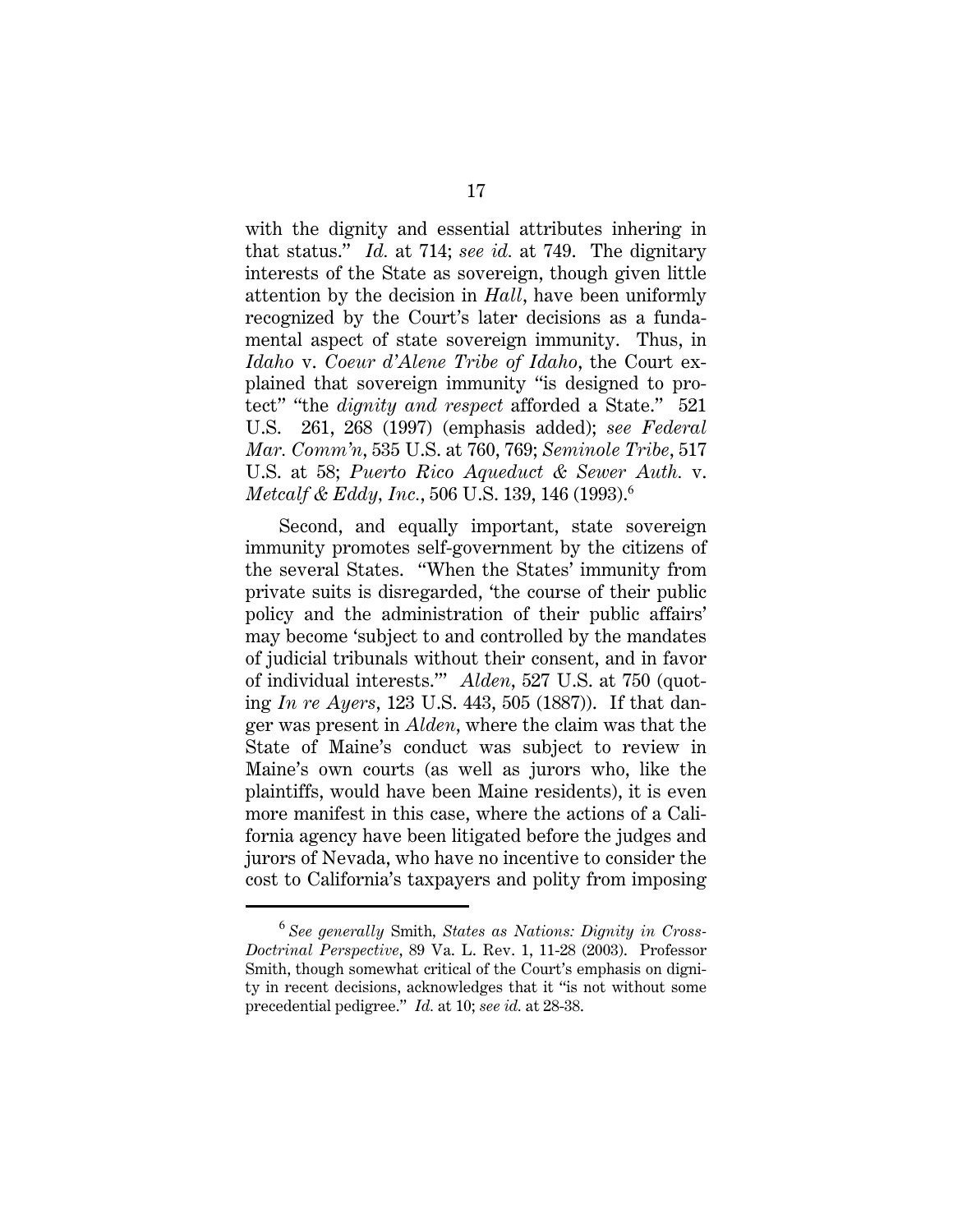with the dignity and essential attributes inhering in that status." *Id.* at 714; *see id.* at 749. The dignitary interests of the State as sovereign, though given little attention by the decision in *Hall*, have been uniformly recognized by the Court's later decisions as a fundamental aspect of state sovereign immunity. Thus, in *Idaho* v. *Coeur d'Alene Tribe of Idaho*, the Court explained that sovereign immunity "is designed to protect" "the *dignity and respect* afforded a State." 521 U.S. 261, 268 (1997) (emphasis added); *see Federal Mar. Comm'n*, 535 U.S. at 760, 769; *Seminole Tribe*, 517 U.S. at 58; *Puerto Rico Aqueduct & Sewer Auth.* v. *Metcalf & Eddy, Inc.*, 506 U.S. 139, 146 (1993).[6]

Second, and equally important, state sovereign immunity promotes self-government by the citizens of the several States. "When the States' immunity from private suits is disregarded, 'the course of their public policy and the administration of their public affairs' may become 'subject to and controlled by the mandates of judicial tribunals without their consent, and in favor of individual interests.'" *Alden*, 527 U.S. at 750 (quoting *In re Ayers*, 123 U.S. 443, 505 (1887)). If that danger was present in *Alden*, where the claim was that the State of Maine's conduct was subject to review in Maine's own courts (as well as jurors who, like the plaintiffs, would have been Maine residents), it is even more manifest in this case, where the actions of a California agency have been litigated before the judges and jurors of Nevada, who have no incentive to consider the cost to California's taxpayers and polity from imposing

---

[6] *See generally* Smith, *States as Nations: Dignity in Cross-Doctrinal Perspective*, 89 Va. L. Rev. 1, 11-28 (2003). Professor Smith, though somewhat critical of the Court's emphasis on dignity in recent decisions, acknowledges that it "is not without some precedential pedigree." *Id.* at 10; *see id.* at 28-38.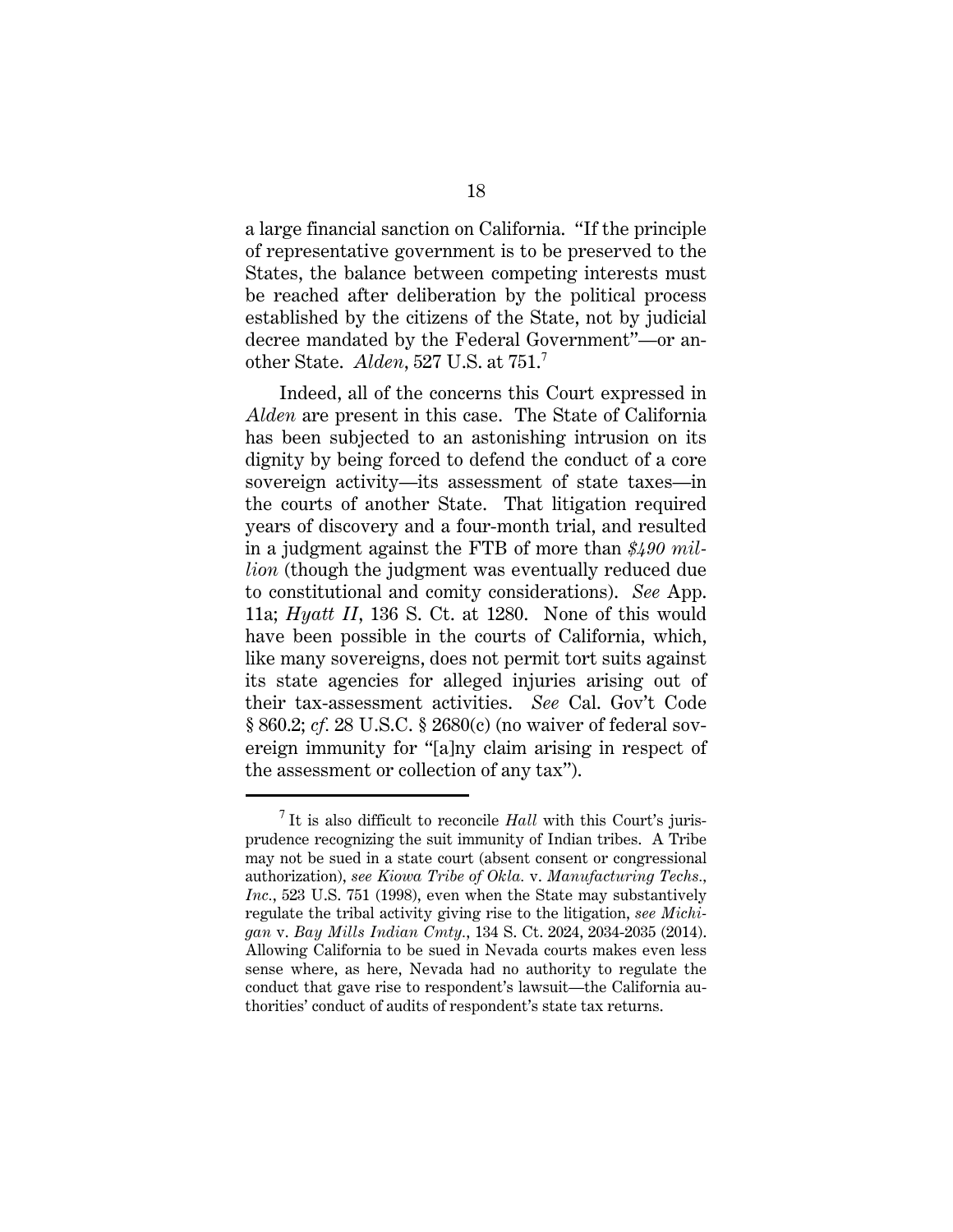a large financial sanction on California. "If the principle of representative government is to be preserved to the States, the balance between competing interests must be reached after deliberation by the political process established by the citizens of the State, not by judicial decree mandated by the Federal Government"—or another State. *Alden*, 527 U.S. at 751.[7]

Indeed, all of the concerns this Court expressed in *Alden* are present in this case. The State of California has been subjected to an astonishing intrusion on its dignity by being forced to defend the conduct of a core sovereign activity—its assessment of state taxes—in the courts of another State. That litigation required years of discovery and a four-month trial, and resulted in a judgment against the FTB of more than *$490 million* (though the judgment was eventually reduced due to constitutional and comity considerations). *See* App. 11a; *Hyatt II*, 136 S. Ct. at 1280. None of this would have been possible in the courts of California, which, like many sovereigns, does not permit tort suits against its state agencies for alleged injuries arising out of their tax-assessment activities. *See* Cal. Gov't Code § 860.2; *cf.* 28 U.S.C. § 2680(c) (no waiver of federal sovereign immunity for "[a]ny claim arising in respect of the assessment or collection of any tax").

---

[7] It is also difficult to reconcile *Hall* with this Court's jurisprudence recognizing the suit immunity of Indian tribes. A Tribe may not be sued in a state court (absent consent or congressional authorization), *see Kiowa Tribe of Okla.* v. *Manufacturing Techs., Inc.*, 523 U.S. 751 (1998), even when the State may substantively regulate the tribal activity giving rise to the litigation, *see Michigan* v. *Bay Mills Indian Cmty.*, 134 S. Ct. 2024, 2034-2035 (2014). Allowing California to be sued in Nevada courts makes even less sense where, as here, Nevada had no authority to regulate the conduct that gave rise to respondent's lawsuit—the California authorities' conduct of audits of respondent's state tax returns.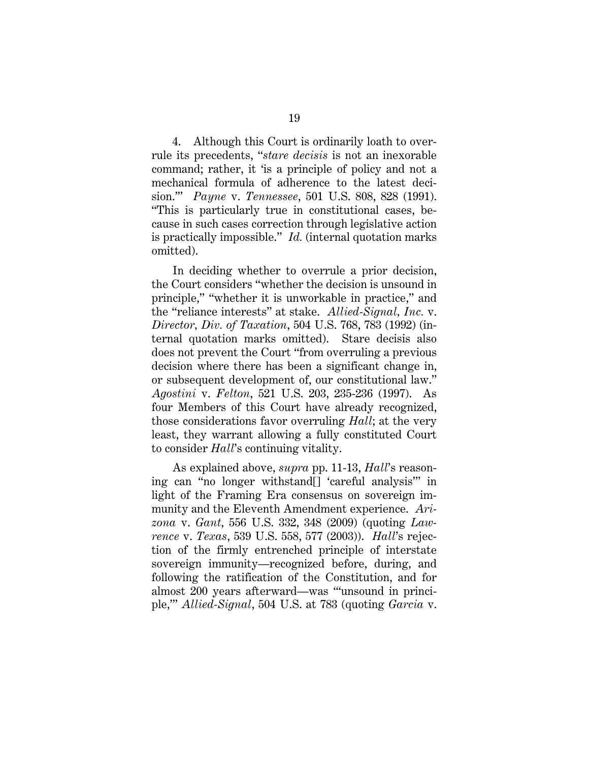4. Although this Court is ordinarily loath to overrule its precedents, "*stare decisis* is not an inexorable command; rather, it 'is a principle of policy and not a mechanical formula of adherence to the latest decision.'" *Payne* v. *Tennessee*, 501 U.S. 808, 828 (1991). "This is particularly true in constitutional cases, because in such cases correction through legislative action is practically impossible." *Id.* (internal quotation marks omitted).

In deciding whether to overrule a prior decision, the Court considers "whether the decision is unsound in principle," "whether it is unworkable in practice," and the "reliance interests" at stake. *Allied-Signal, Inc.* v. *Director, Div. of Taxation*, 504 U.S. 768, 783 (1992) (internal quotation marks omitted). Stare decisis also does not prevent the Court "from overruling a previous decision where there has been a significant change in, or subsequent development of, our constitutional law." *Agostini* v. *Felton*, 521 U.S. 203, 235-236 (1997). As four Members of this Court have already recognized, those considerations favor overruling *Hall*; at the very least, they warrant allowing a fully constituted Court to consider *Hall*'s continuing vitality.

As explained above, *supra* pp. 11-13, *Hall*'s reasoning can "no longer withstand[] 'careful analysis'" in light of the Framing Era consensus on sovereign immunity and the Eleventh Amendment experience. *Arizona* v. *Gant*, 556 U.S. 332, 348 (2009) (quoting *Lawrence* v. *Texas*, 539 U.S. 558, 577 (2003)). *Hall*'s rejection of the firmly entrenched principle of interstate sovereign immunity—recognized before, during, and following the ratification of the Constitution, and for almost 200 years afterward—was "'unsound in principle,'" *Allied-Signal*, 504 U.S. at 783 (quoting *Garcia* v.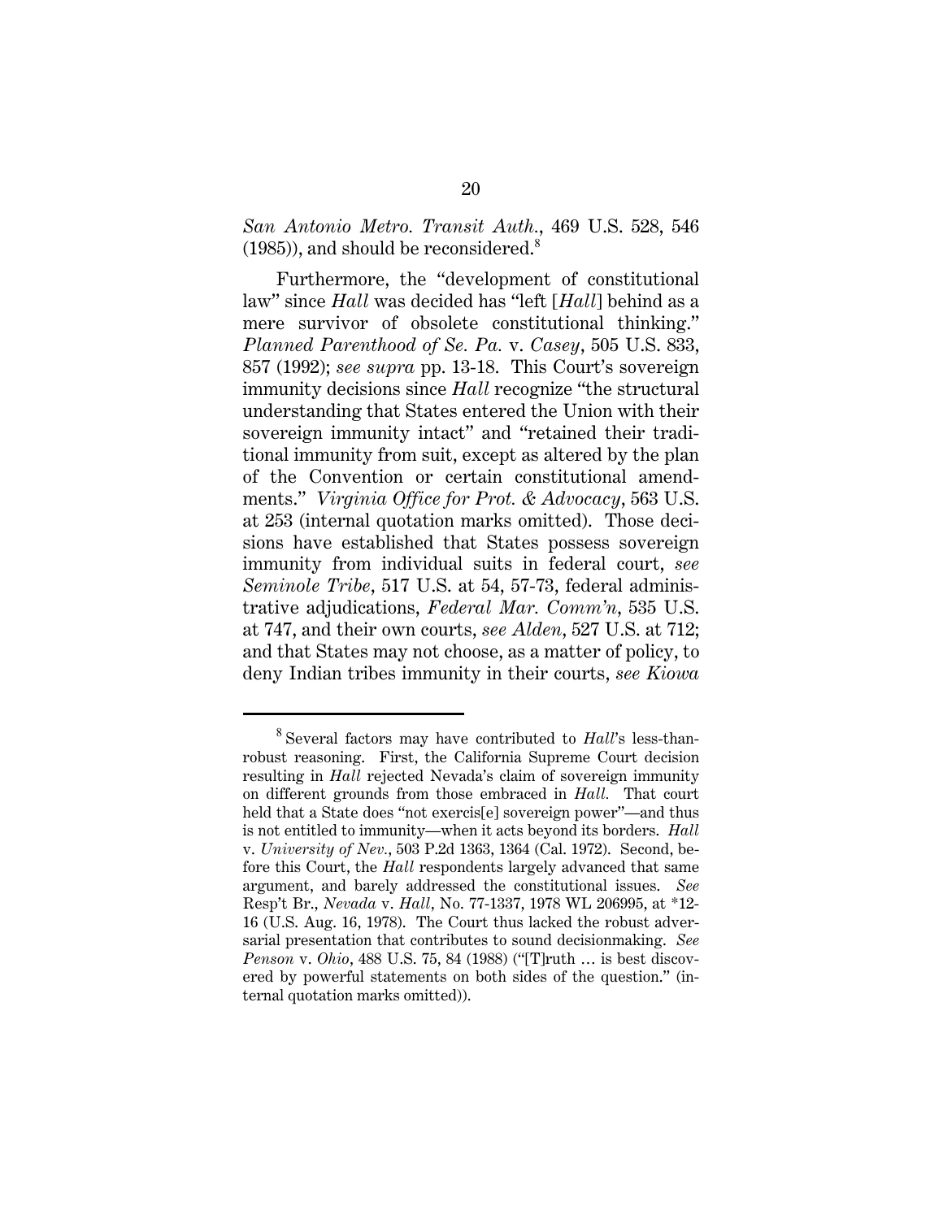*San Antonio Metro. Transit Auth.*, 469 U.S. 528, 546 (1985)), and should be reconsidered.[8]

Furthermore, the "development of constitutional law" since *Hall* was decided has "left [*Hall*] behind as a mere survivor of obsolete constitutional thinking." *Planned Parenthood of Se. Pa.* v. *Casey*, 505 U.S. 833, 857 (1992); *see supra* pp. 13-18. This Court's sovereign immunity decisions since *Hall* recognize "the structural understanding that States entered the Union with their sovereign immunity intact" and "retained their traditional immunity from suit, except as altered by the plan of the Convention or certain constitutional amendments." *Virginia Office for Prot. & Advocacy*, 563 U.S. at 253 (internal quotation marks omitted). Those decisions have established that States possess sovereign immunity from individual suits in federal court, *see Seminole Tribe*, 517 U.S. at 54, 57-73, federal administrative adjudications, *Federal Mar. Comm'n*, 535 U.S. at 747, and their own courts, *see Alden*, 527 U.S. at 712; and that States may not choose, as a matter of policy, to deny Indian tribes immunity in their courts, *see Kiowa*

---

[8] Several factors may have contributed to *Hall*'s less-than-robust reasoning. First, the California Supreme Court decision resulting in *Hall* rejected Nevada's claim of sovereign immunity on different grounds from those embraced in *Hall*. That court held that a State does "not exercis[e] sovereign power"—and thus is not entitled to immunity—when it acts beyond its borders. *Hall* v. *University of Nev.*, 503 P.2d 1363, 1364 (Cal. 1972). Second, before this Court, the *Hall* respondents largely advanced that same argument, and barely addressed the constitutional issues. *See* Resp't Br., *Nevada* v. *Hall*, No. 77-1337, 1978 WL 206995, at *12-16 (U.S. Aug. 16, 1978). The Court thus lacked the robust adversarial presentation that contributes to sound decisionmaking. *See Penson* v. *Ohio*, 488 U.S. 75, 84 (1988) ("[T]ruth … is best discovered by powerful statements on both sides of the question." (internal quotation marks omitted)).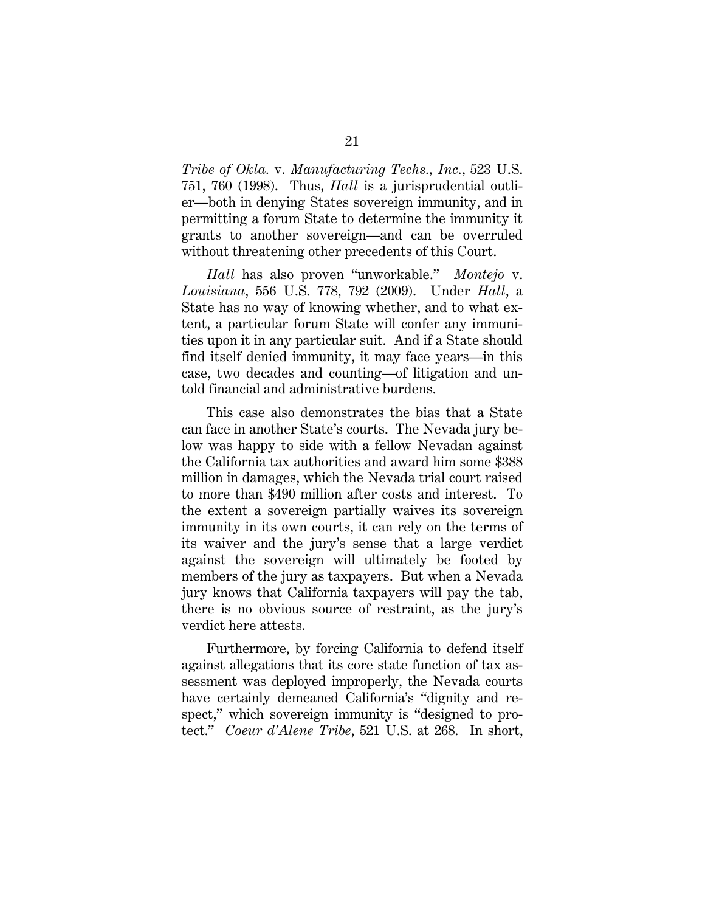*Tribe of Okla.* v. *Manufacturing Techs., Inc.*, 523 U.S. 751, 760 (1998). Thus, *Hall* is a jurisprudential outlier—both in denying States sovereign immunity, and in permitting a forum State to determine the immunity it grants to another sovereign—and can be overruled without threatening other precedents of this Court.

*Hall* has also proven "unworkable." *Montejo* v. *Louisiana*, 556 U.S. 778, 792 (2009). Under *Hall*, a State has no way of knowing whether, and to what extent, a particular forum State will confer any immunities upon it in any particular suit. And if a State should find itself denied immunity, it may face years—in this case, two decades and counting—of litigation and untold financial and administrative burdens.

This case also demonstrates the bias that a State can face in another State's courts. The Nevada jury below was happy to side with a fellow Nevadan against the California tax authorities and award him some $388 million in damages, which the Nevada trial court raised to more than $490 million after costs and interest. To the extent a sovereign partially waives its sovereign immunity in its own courts, it can rely on the terms of its waiver and the jury's sense that a large verdict against the sovereign will ultimately be footed by members of the jury as taxpayers. But when a Nevada jury knows that California taxpayers will pay the tab, there is no obvious source of restraint, as the jury's verdict here attests.

Furthermore, by forcing California to defend itself against allegations that its core state function of tax assessment was deployed improperly, the Nevada courts have certainly demeaned California's "dignity and respect," which sovereign immunity is "designed to protect." *Coeur d'Alene Tribe*, 521 U.S. at 268. In short,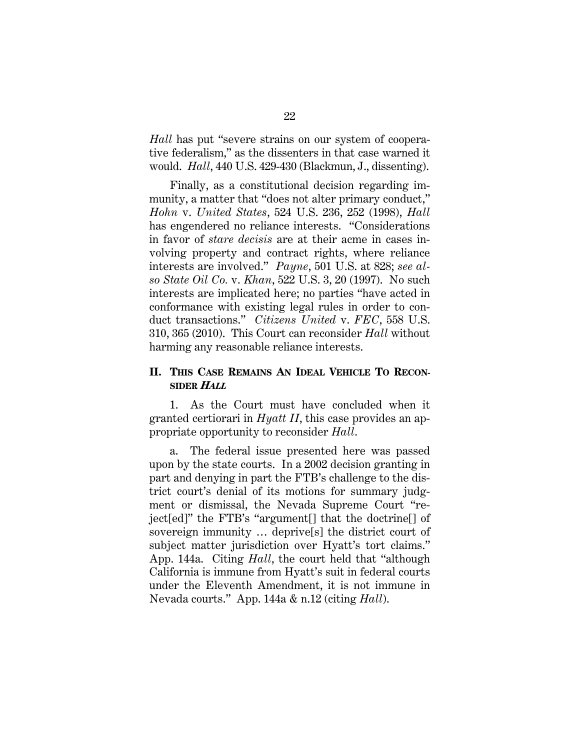*Hall* has put "severe strains on our system of cooperative federalism," as the dissenters in that case warned it would. *Hall*, 440 U.S. 429-430 (Blackmun, J., dissenting).

Finally, as a constitutional decision regarding immunity, a matter that "does not alter primary conduct," *Hohn* v. *United States*, 524 U.S. 236, 252 (1998), *Hall* has engendered no reliance interests. "Considerations in favor of *stare decisis* are at their acme in cases involving property and contract rights, where reliance interests are involved." *Payne*, 501 U.S. at 828; *see also State Oil Co.* v. *Khan*, 522 U.S. 3, 20 (1997). No such interests are implicated here; no parties "have acted in conformance with existing legal rules in order to conduct transactions." *Citizens United* v. *FEC*, 558 U.S. 310, 365 (2010). This Court can reconsider *Hall* without harming any reasonable reliance interests.

## II. THIS CASE REMAINS AN IDEAL VEHICLE TO RECONSIDER *HALL*

1. As the Court must have concluded when it granted certiorari in *Hyatt II*, this case provides an appropriate opportunity to reconsider *Hall*.

a. The federal issue presented here was passed upon by the state courts. In a 2002 decision granting in part and denying in part the FTB's challenge to the district court's denial of its motions for summary judgment or dismissal, the Nevada Supreme Court "reject[ed]" the FTB's "argument[] that the doctrine[] of sovereign immunity … deprive[s] the district court of subject matter jurisdiction over Hyatt's tort claims." App. 144a. Citing *Hall*, the court held that "although California is immune from Hyatt's suit in federal courts under the Eleventh Amendment, it is not immune in Nevada courts." App. 144a & n.12 (citing *Hall*).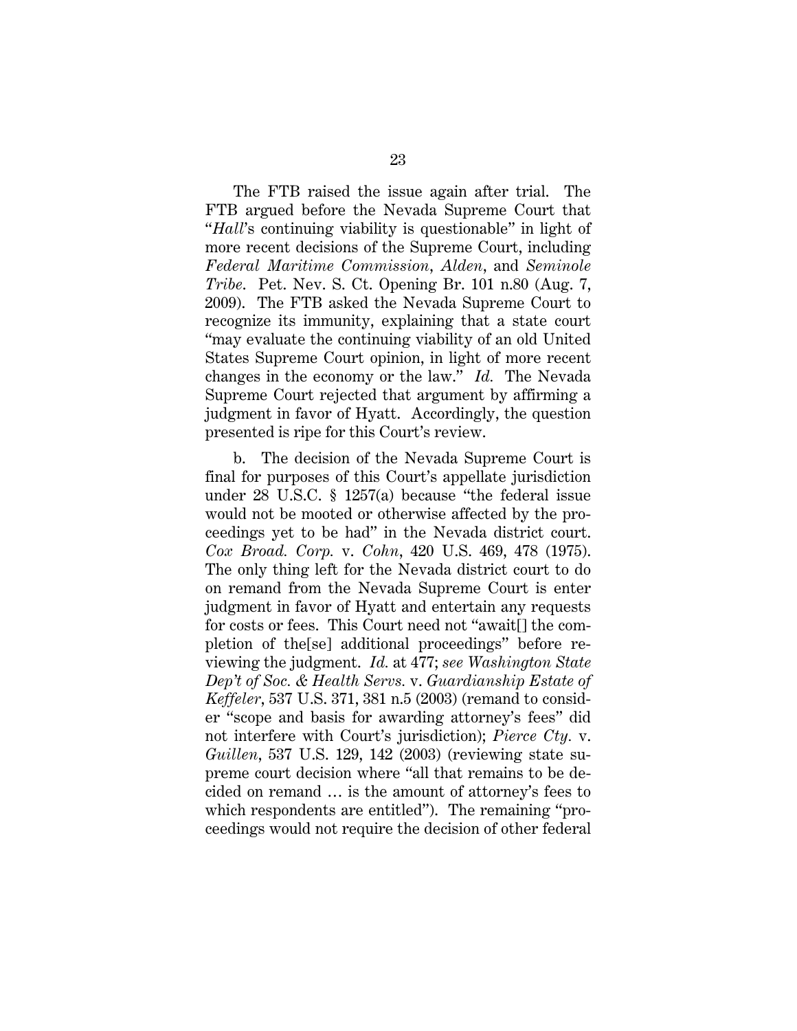The FTB raised the issue again after trial. The FTB argued before the Nevada Supreme Court that "*Hall*'s continuing viability is questionable" in light of more recent decisions of the Supreme Court, including *Federal Maritime Commission*, *Alden*, and *Seminole Tribe*. Pet. Nev. S. Ct. Opening Br. 101 n.80 (Aug. 7, 2009). The FTB asked the Nevada Supreme Court to recognize its immunity, explaining that a state court "may evaluate the continuing viability of an old United States Supreme Court opinion, in light of more recent changes in the economy or the law." *Id.* The Nevada Supreme Court rejected that argument by affirming a judgment in favor of Hyatt. Accordingly, the question presented is ripe for this Court's review.

b. The decision of the Nevada Supreme Court is final for purposes of this Court's appellate jurisdiction under 28 U.S.C. § 1257(a) because "the federal issue would not be mooted or otherwise affected by the proceedings yet to be had" in the Nevada district court. *Cox Broad. Corp.* v. *Cohn*, 420 U.S. 469, 478 (1975). The only thing left for the Nevada district court to do on remand from the Nevada Supreme Court is enter judgment in favor of Hyatt and entertain any requests for costs or fees. This Court need not "await[] the completion of the[se] additional proceedings" before reviewing the judgment. *Id.* at 477; *see Washington State Dep't of Soc. & Health Servs.* v. *Guardianship Estate of Keffeler*, 537 U.S. 371, 381 n.5 (2003) (remand to consider "scope and basis for awarding attorney's fees" did not interfere with Court's jurisdiction); *Pierce Cty.* v. *Guillen*, 537 U.S. 129, 142 (2003) (reviewing state supreme court decision where "all that remains to be decided on remand … is the amount of attorney's fees to which respondents are entitled"). The remaining "proceedings would not require the decision of other federal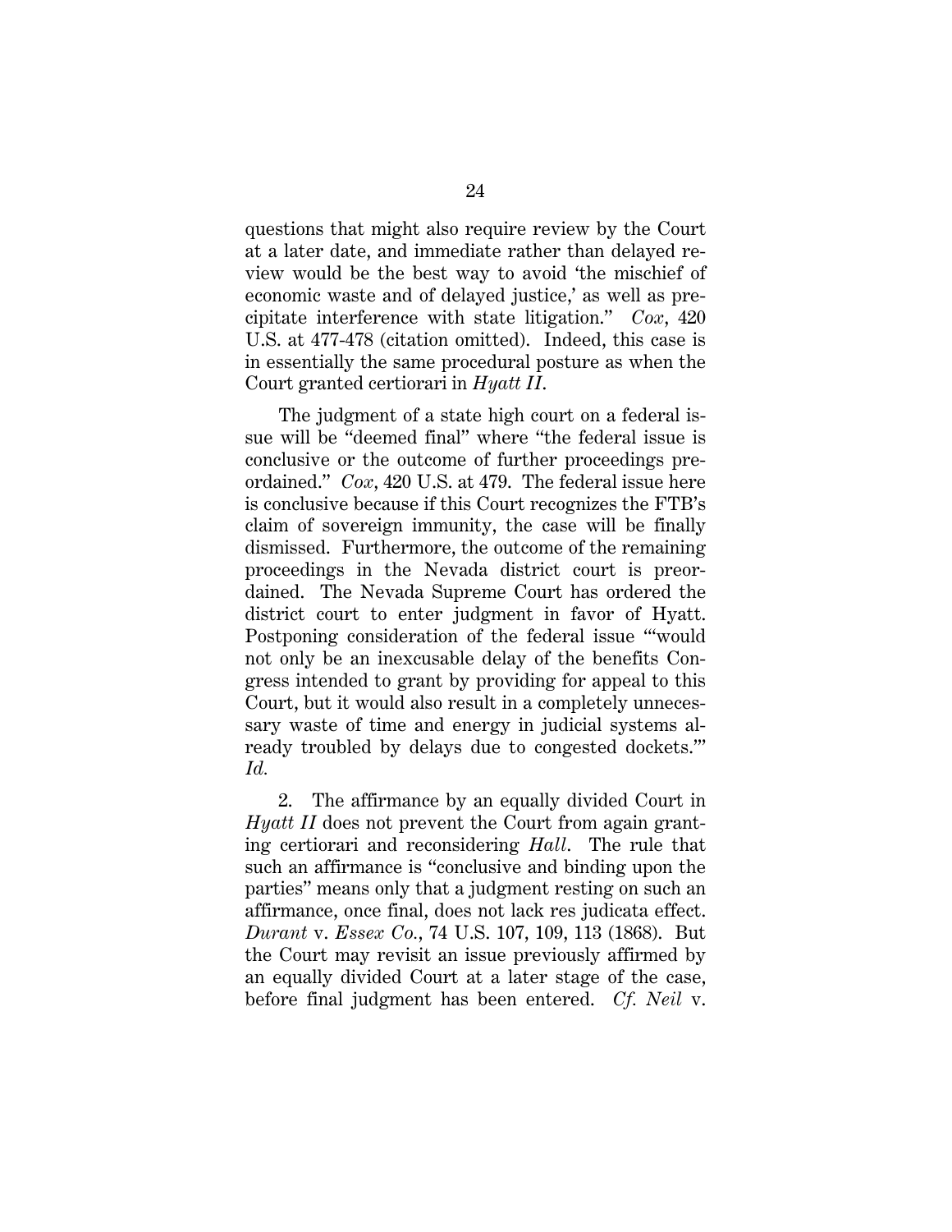questions that might also require review by the Court at a later date, and immediate rather than delayed review would be the best way to avoid 'the mischief of economic waste and of delayed justice,' as well as precipitate interference with state litigation." *Cox*, 420 U.S. at 477-478 (citation omitted). Indeed, this case is in essentially the same procedural posture as when the Court granted certiorari in *Hyatt II*.

The judgment of a state high court on a federal issue will be "deemed final" where "the federal issue is conclusive or the outcome of further proceedings preordained." *Cox*, 420 U.S. at 479. The federal issue here is conclusive because if this Court recognizes the FTB's claim of sovereign immunity, the case will be finally dismissed. Furthermore, the outcome of the remaining proceedings in the Nevada district court is preordained. The Nevada Supreme Court has ordered the district court to enter judgment in favor of Hyatt. Postponing consideration of the federal issue "'would not only be an inexcusable delay of the benefits Congress intended to grant by providing for appeal to this Court, but it would also result in a completely unnecessary waste of time and energy in judicial systems already troubled by delays due to congested dockets.'" *Id.*

2. The affirmance by an equally divided Court in *Hyatt II* does not prevent the Court from again granting certiorari and reconsidering *Hall*. The rule that such an affirmance is "conclusive and binding upon the parties" means only that a judgment resting on such an affirmance, once final, does not lack res judicata effect. *Durant* v. *Essex Co.*, 74 U.S. 107, 109, 113 (1868). But the Court may revisit an issue previously affirmed by an equally divided Court at a later stage of the case, before final judgment has been entered. *Cf. Neil* v.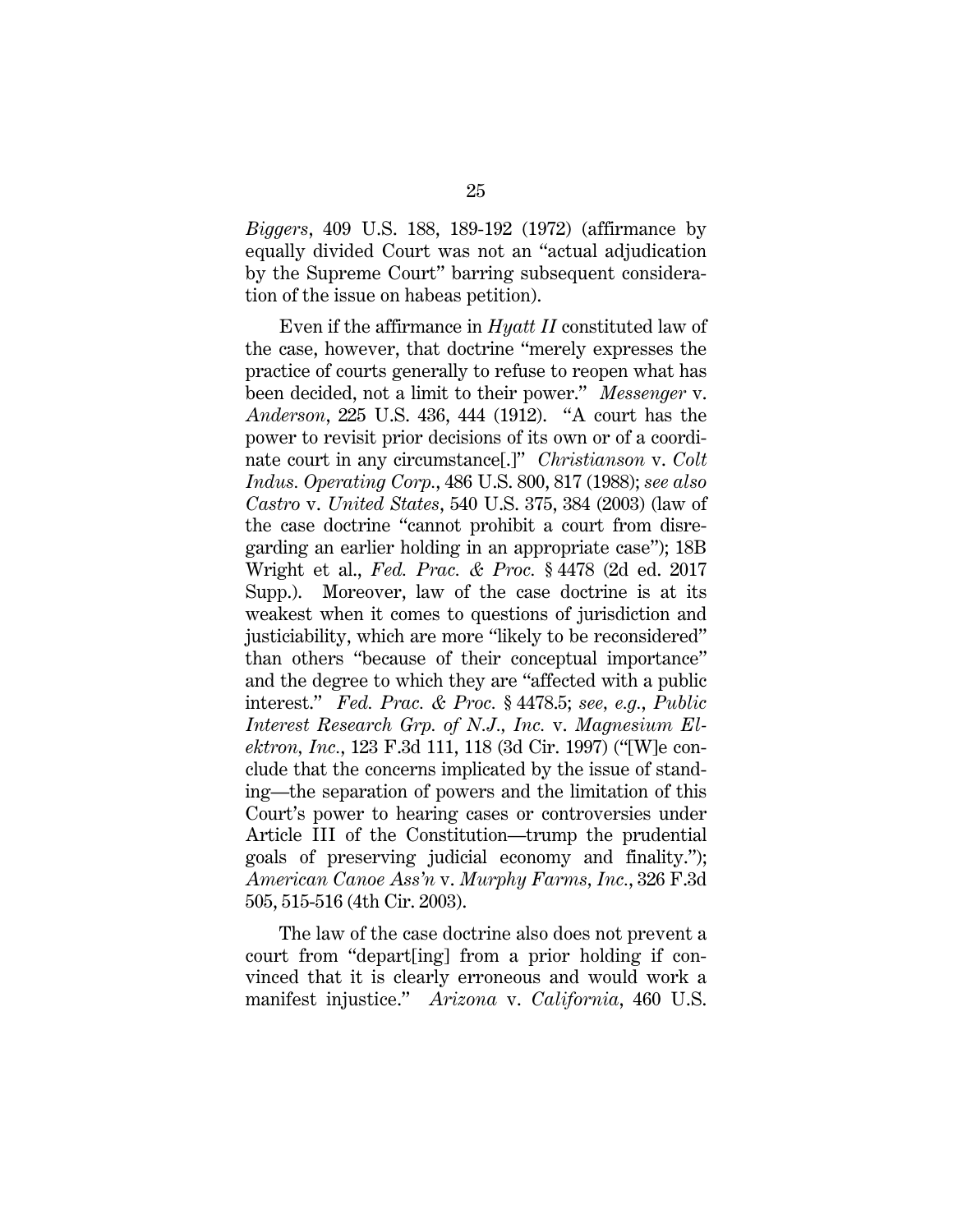*Biggers*, 409 U.S. 188, 189-192 (1972) (affirmance by equally divided Court was not an "actual adjudication by the Supreme Court" barring subsequent consideration of the issue on habeas petition).

Even if the affirmance in *Hyatt II* constituted law of the case, however, that doctrine "merely expresses the practice of courts generally to refuse to reopen what has been decided, not a limit to their power." *Messenger* v. *Anderson*, 225 U.S. 436, 444 (1912). "A court has the power to revisit prior decisions of its own or of a coordinate court in any circumstance[.]" *Christianson* v. *Colt Indus. Operating Corp.*, 486 U.S. 800, 817 (1988); *see also Castro* v. *United States*, 540 U.S. 375, 384 (2003) (law of the case doctrine "cannot prohibit a court from disregarding an earlier holding in an appropriate case"); 18B Wright et al., *Fed. Prac. & Proc.* § 4478 (2d ed. 2017 Supp.). Moreover, law of the case doctrine is at its weakest when it comes to questions of jurisdiction and justiciability, which are more "likely to be reconsidered" than others "because of their conceptual importance" and the degree to which they are "affected with a public interest." *Fed. Prac. & Proc.* § 4478.5; *see, e.g.*, *Public Interest Research Grp. of N.J., Inc.* v. *Magnesium Elektron, Inc.*, 123 F.3d 111, 118 (3d Cir. 1997) ("[W]e conclude that the concerns implicated by the issue of standing—the separation of powers and the limitation of this Court's power to hearing cases or controversies under Article III of the Constitution—trump the prudential goals of preserving judicial economy and finality."); *American Canoe Ass'n* v. *Murphy Farms, Inc.*, 326 F.3d 505, 515-516 (4th Cir. 2003).

The law of the case doctrine also does not prevent a court from "depart[ing] from a prior holding if convinced that it is clearly erroneous and would work a manifest injustice." *Arizona* v. *California*, 460 U.S.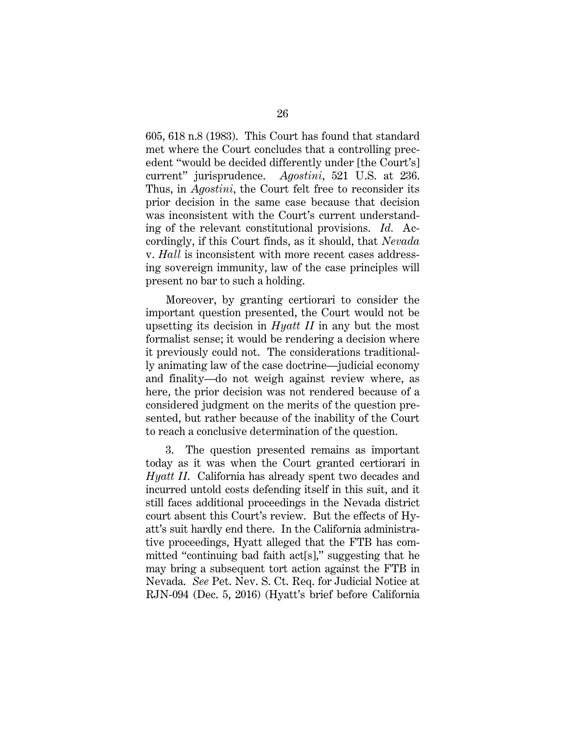605, 618 n.8 (1983). This Court has found that standard met where the Court concludes that a controlling precedent "would be decided differently under [the Court's] current" jurisprudence. *Agostini*, 521 U.S. at 236. Thus, in *Agostini*, the Court felt free to reconsider its prior decision in the same case because that decision was inconsistent with the Court's current understanding of the relevant constitutional provisions. *Id.* Accordingly, if this Court finds, as it should, that *Nevada* v. *Hall* is inconsistent with more recent cases addressing sovereign immunity, law of the case principles will present no bar to such a holding.

Moreover, by granting certiorari to consider the important question presented, the Court would not be upsetting its decision in *Hyatt II* in any but the most formalist sense; it would be rendering a decision where it previously could not. The considerations traditionally animating law of the case doctrine—judicial economy and finality—do not weigh against review where, as here, the prior decision was not rendered because of a considered judgment on the merits of the question presented, but rather because of the inability of the Court to reach a conclusive determination of the question.

3. The question presented remains as important today as it was when the Court granted certiorari in *Hyatt II*. California has already spent two decades and incurred untold costs defending itself in this suit, and it still faces additional proceedings in the Nevada district court absent this Court's review. But the effects of Hyatt's suit hardly end there. In the California administrative proceedings, Hyatt alleged that the FTB has committed "continuing bad faith act[s]," suggesting that he may bring a subsequent tort action against the FTB in Nevada. *See* Pet. Nev. S. Ct. Req. for Judicial Notice at RJN-094 (Dec. 5, 2016) (Hyatt's brief before California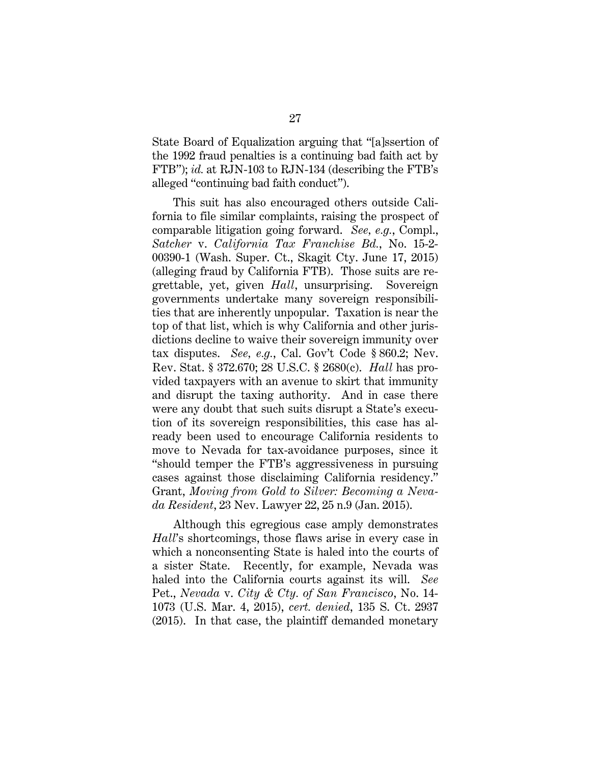State Board of Equalization arguing that "[a]ssertion of the 1992 fraud penalties is a continuing bad faith act by FTB"); *id.* at RJN-103 to RJN-134 (describing the FTB's alleged "continuing bad faith conduct").

This suit has also encouraged others outside California to file similar complaints, raising the prospect of comparable litigation going forward. *See, e.g.*, Compl., *Satcher* v. *California Tax Franchise Bd.*, No. 15-2-00390-1 (Wash. Super. Ct., Skagit Cty. June 17, 2015) (alleging fraud by California FTB). Those suits are regrettable, yet, given *Hall*, unsurprising. Sovereign governments undertake many sovereign responsibilities that are inherently unpopular. Taxation is near the top of that list, which is why California and other jurisdictions decline to waive their sovereign immunity over tax disputes. *See, e.g.*, Cal. Gov't Code § 860.2; Nev. Rev. Stat. § 372.670; 28 U.S.C. § 2680(c). *Hall* has provided taxpayers with an avenue to skirt that immunity and disrupt the taxing authority. And in case there were any doubt that such suits disrupt a State's execution of its sovereign responsibilities, this case has already been used to encourage California residents to move to Nevada for tax-avoidance purposes, since it "should temper the FTB's aggressiveness in pursuing cases against those disclaiming California residency." Grant, *Moving from Gold to Silver: Becoming a Nevada Resident*, 23 Nev. Lawyer 22, 25 n.9 (Jan. 2015).

Although this egregious case amply demonstrates *Hall*'s shortcomings, those flaws arise in every case in which a nonconsenting State is haled into the courts of a sister State. Recently, for example, Nevada was haled into the California courts against its will. *See* Pet., *Nevada* v. *City & Cty. of San Francisco*, No. 14-1073 (U.S. Mar. 4, 2015), *cert. denied*, 135 S. Ct. 2937 (2015). In that case, the plaintiff demanded monetary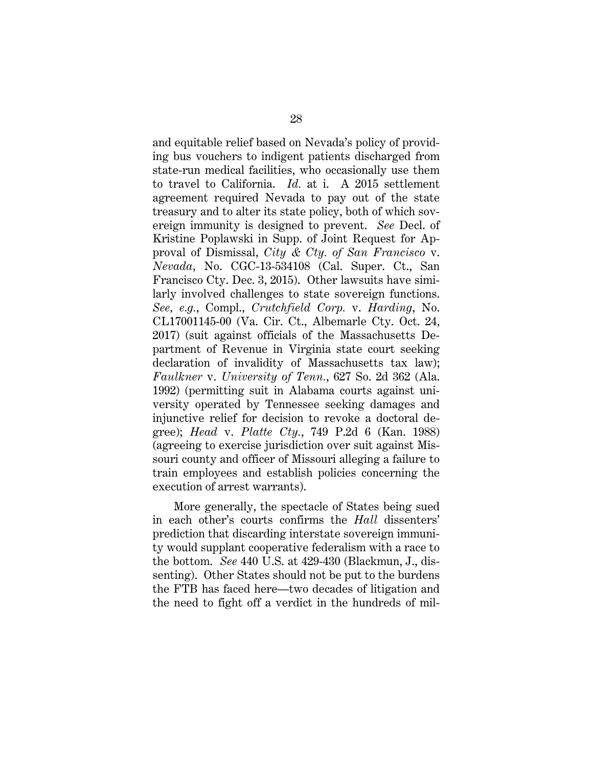and equitable relief based on Nevada's policy of providing bus vouchers to indigent patients discharged from state-run medical facilities, who occasionally use them to travel to California. *Id.* at i. A 2015 settlement agreement required Nevada to pay out of the state treasury and to alter its state policy, both of which sovereign immunity is designed to prevent. *See* Decl. of Kristine Poplawski in Supp. of Joint Request for Approval of Dismissal, *City & Cty. of San Francisco* v. *Nevada*, No. CGC-13-534108 (Cal. Super. Ct., San Francisco Cty. Dec. 3, 2015). Other lawsuits have similarly involved challenges to state sovereign functions. *See, e.g.*, Compl., *Crutchfield Corp.* v. *Harding*, No. CL17001145-00 (Va. Cir. Ct., Albemarle Cty. Oct. 24, 2017) (suit against officials of the Massachusetts Department of Revenue in Virginia state court seeking declaration of invalidity of Massachusetts tax law); *Faulkner* v. *University of Tenn.*, 627 So. 2d 362 (Ala. 1992) (permitting suit in Alabama courts against university operated by Tennessee seeking damages and injunctive relief for decision to revoke a doctoral degree); *Head* v. *Platte Cty.*, 749 P.2d 6 (Kan. 1988) (agreeing to exercise jurisdiction over suit against Missouri county and officer of Missouri alleging a failure to train employees and establish policies concerning the execution of arrest warrants).

More generally, the spectacle of States being sued in each other's courts confirms the *Hall* dissenters' prediction that discarding interstate sovereign immunity would supplant cooperative federalism with a race to the bottom. *See* 440 U.S. at 429-430 (Blackmun, J., dissenting). Other States should not be put to the burdens the FTB has faced here—two decades of litigation and the need to fight off a verdict in the hundreds of mil-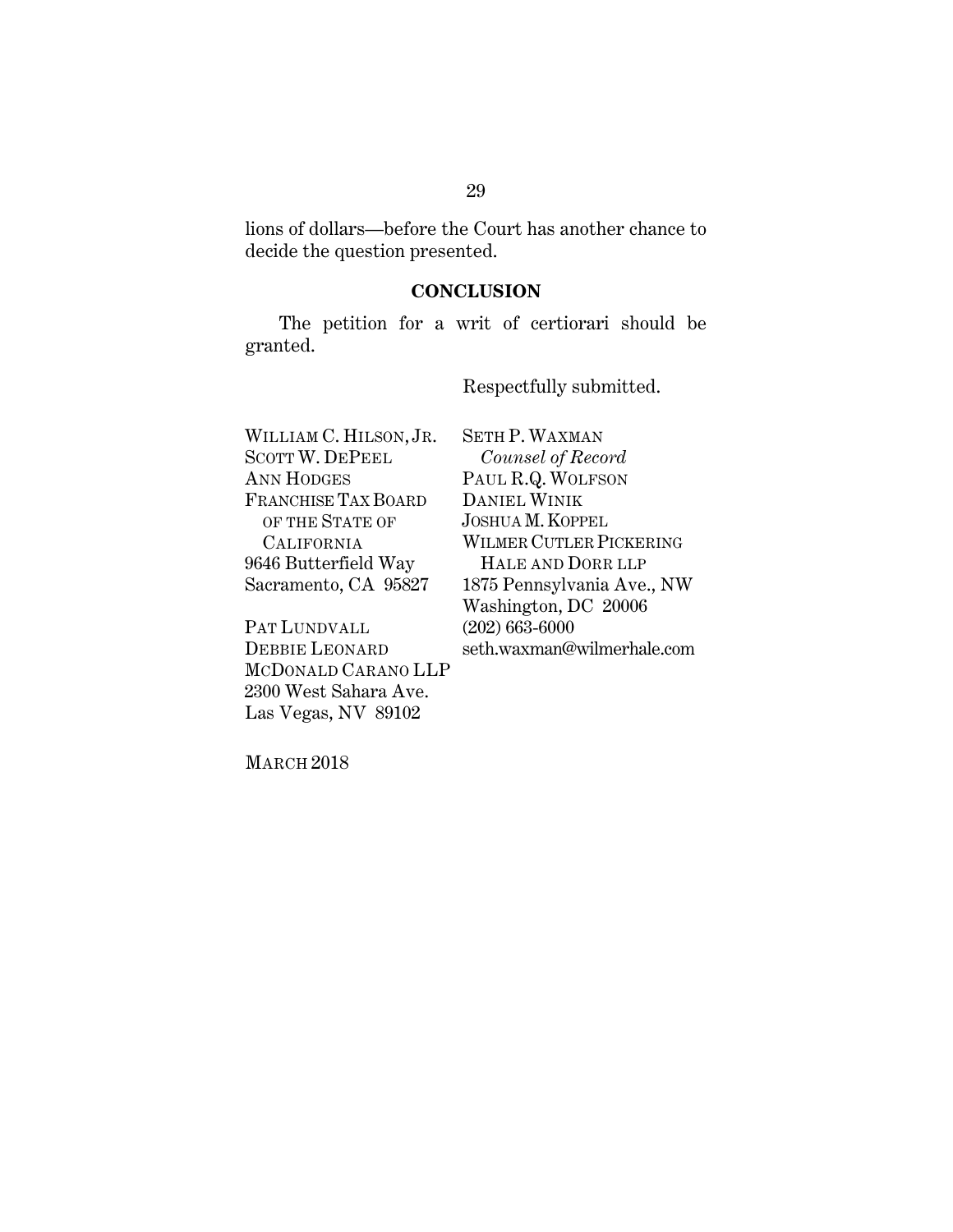lions of dollars—before the Court has another chance to decide the question presented.

## CONCLUSION

The petition for a writ of certiorari should be granted.

Respectfully submitted.

WILLIAM C. HILSON, JR.
SCOTT W. DEPEEL
ANN HODGES
FRANCHISE TAX BOARD OF THE STATE OF CALIFORNIA
9646 Butterfield Way
Sacramento, CA 95827

PAT LUNDVALL
DEBBIE LEONARD
MCDONALD CARANO LLP
2300 West Sahara Ave.
Las Vegas, NV 89102

SETH P. WAXMAN
*Counsel of Record*
PAUL R.Q. WOLFSON
DANIEL WINIK
JOSHUA M. KOPPEL
WILMER CUTLER PICKERING HALE AND DORR LLP
1875 Pennsylvania Ave., NW
Washington, DC 20006
(202) 663-6000
seth.waxman@wilmerhale.com

MARCH 2018